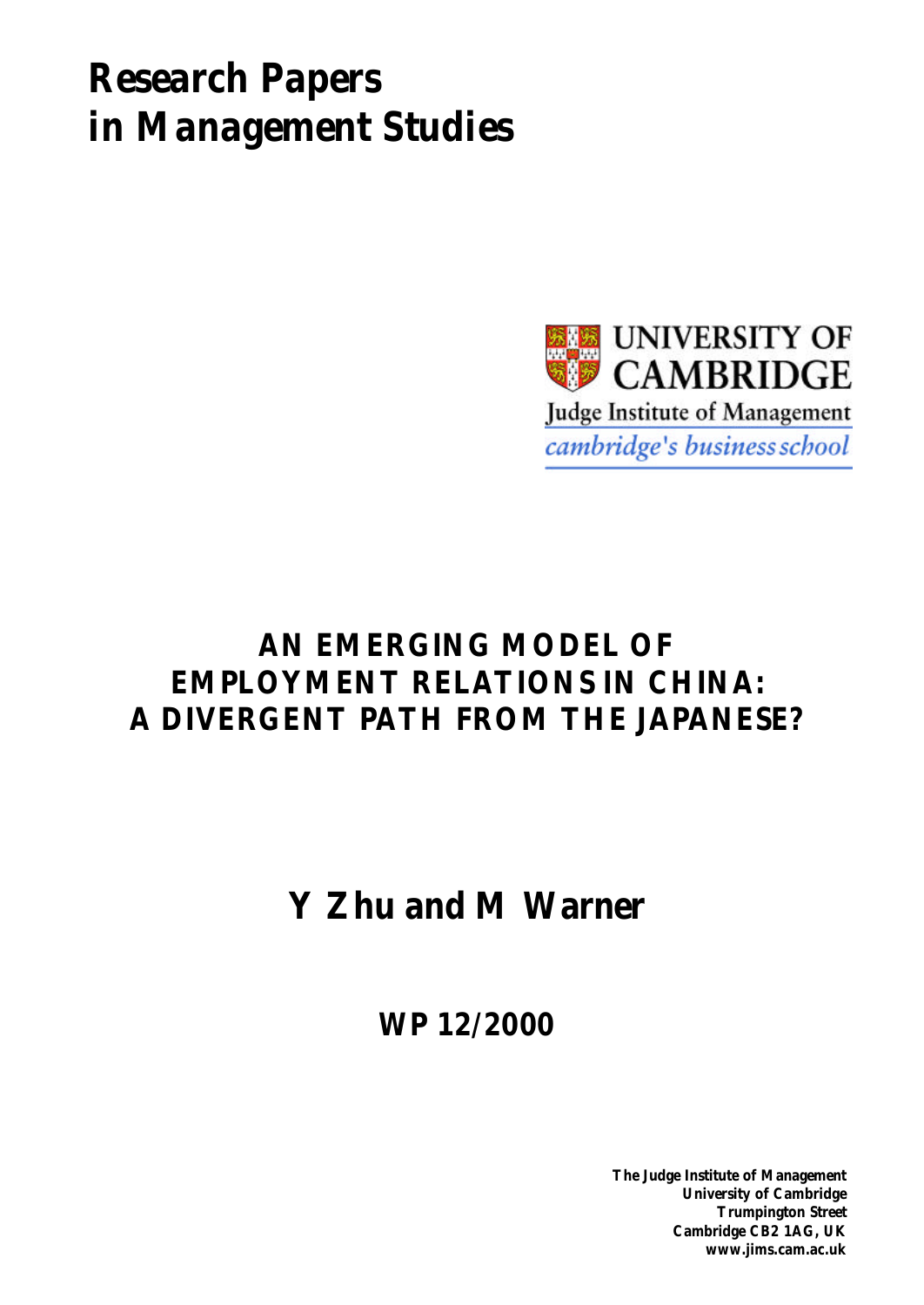# Research Papers in Management Studies

UNIVERSITY OF CAMBRIDGE

Judge Institute of Management

*cambridge's business school*

## AN EMERGING MODEL OF EMPLOYMENT RELATIONS IN CHINA: A DIVERGENT PATH FROM THE JAPANESE?

**Y Zhu and M Warner**

**WP 12/2000**

**The Judge Institute of Management**
**University of Cambridge**
**Trumpington Street**
**Cambridge CB2 1AG, UK**
**www.jims.cam.ac.uk**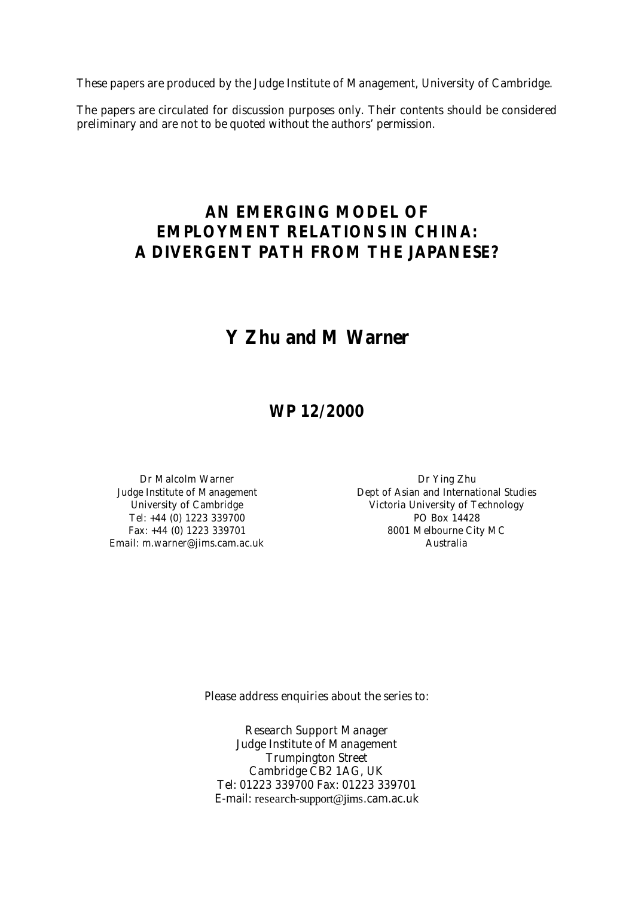These papers are produced by the Judge Institute of Management, University of Cambridge.

The papers are circulated for discussion purposes only. Their contents should be considered preliminary and are not to be quoted without the authors' permission.

# AN EMERGING MODEL OF EMPLOYMENT RELATIONS IN CHINA: A DIVERGENT PATH FROM THE JAPANESE?

## Y Zhu and M Warner

## WP 12/2000

Dr Malcolm Warner
Judge Institute of Management
University of Cambridge
Tel: +44 (0) 1223 339700
Fax: +44 (0) 1223 339701
Email: m.warner@jims.cam.ac.uk

Dr Ying Zhu
Dept of Asian and International Studies
Victoria University of Technology
PO Box 14428
8001 Melbourne City MC
Australia

Please address enquiries about the series to:

Research Support Manager
Judge Institute of Management
Trumpington Street
Cambridge CB2 1AG, UK
Tel: 01223 339700 Fax: 01223 339701
E-mail: research-support@jims.cam.ac.uk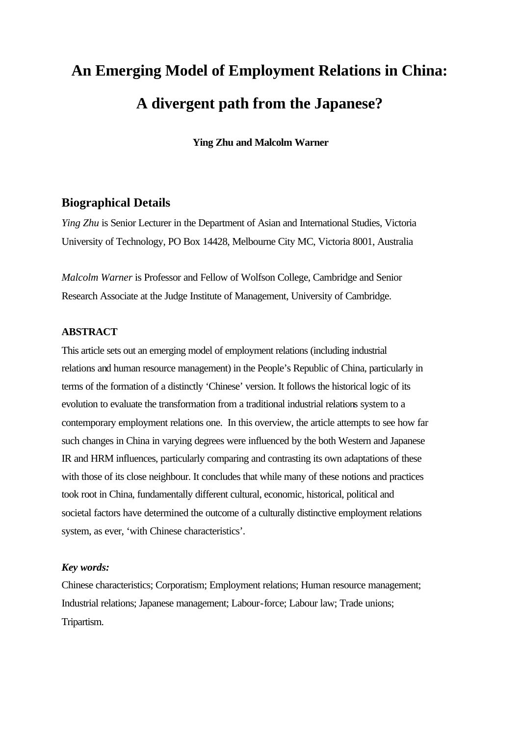# An Emerging Model of Employment Relations in China: A divergent path from the Japanese?

**Ying Zhu and Malcolm Warner**

## Biographical Details

*Ying Zhu* is Senior Lecturer in the Department of Asian and International Studies, Victoria University of Technology, PO Box 14428, Melbourne City MC, Victoria 8001, Australia

*Malcolm Warner* is Professor and Fellow of Wolfson College, Cambridge and Senior Research Associate at the Judge Institute of Management, University of Cambridge.

**ABSTRACT**

This article sets out an emerging model of employment relations (including industrial relations and human resource management) in the People's Republic of China, particularly in terms of the formation of a distinctly 'Chinese' version. It follows the historical logic of its evolution to evaluate the transformation from a traditional industrial relations system to a contemporary employment relations one. In this overview, the article attempts to see how far such changes in China in varying degrees were influenced by the both Western and Japanese IR and HRM influences, particularly comparing and contrasting its own adaptations of these with those of its close neighbour. It concludes that while many of these notions and practices took root in China, fundamentally different cultural, economic, historical, political and societal factors have determined the outcome of a culturally distinctive employment relations system, as ever, 'with Chinese characteristics'.

***Key words:***

Chinese characteristics; Corporatism; Employment relations; Human resource management; Industrial relations; Japanese management; Labour-force; Labour law; Trade unions; Tripartism.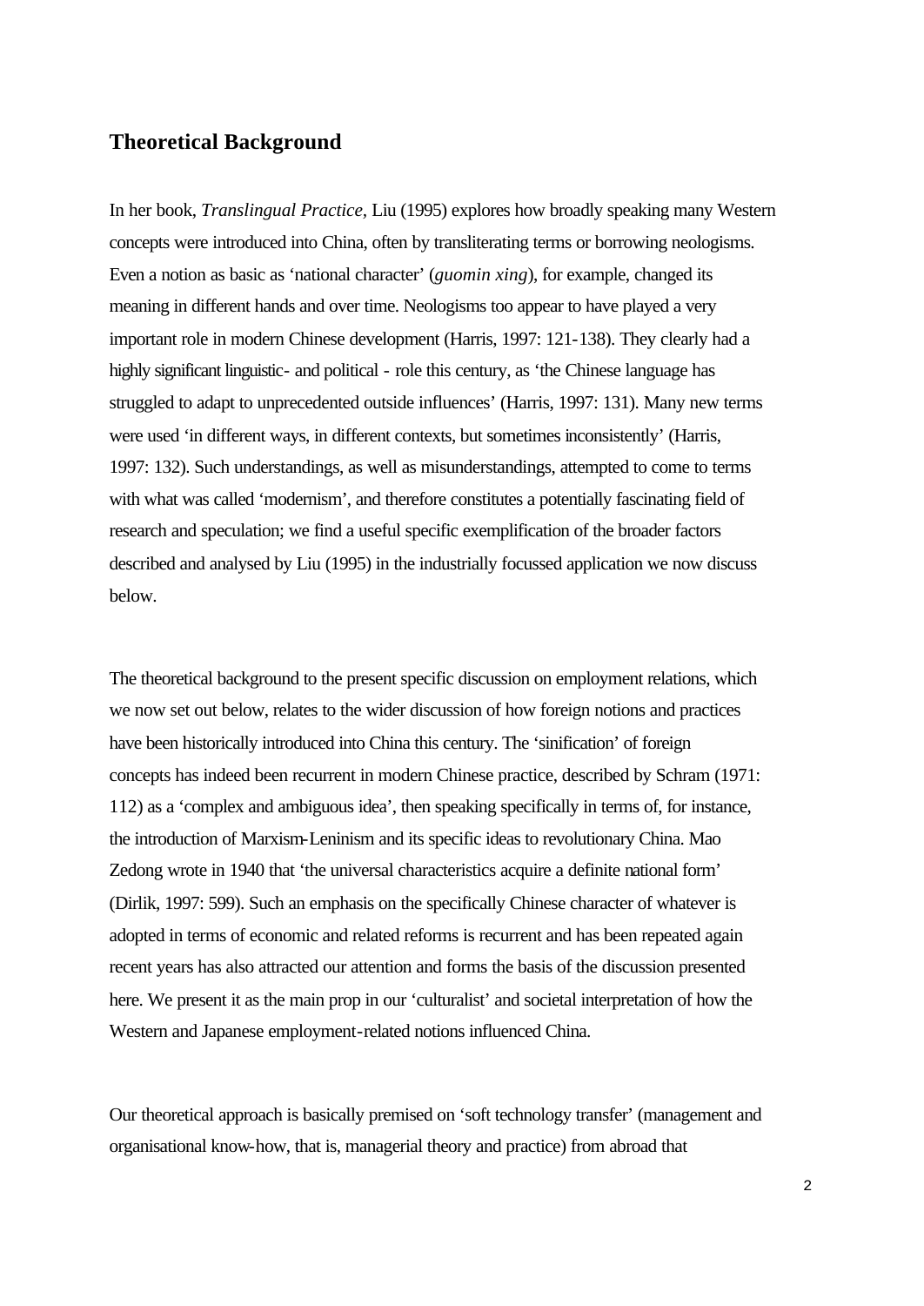## Theoretical Background

In her book, *Translingual Practice*, Liu (1995) explores how broadly speaking many Western concepts were introduced into China, often by transliterating terms or borrowing neologisms. Even a notion as basic as 'national character' (*guomin xing*), for example, changed its meaning in different hands and over time. Neologisms too appear to have played a very important role in modern Chinese development (Harris, 1997: 121-138). They clearly had a highly significant linguistic- and political - role this century, as 'the Chinese language has struggled to adapt to unprecedented outside influences' (Harris, 1997: 131). Many new terms were used 'in different ways, in different contexts, but sometimes inconsistently' (Harris, 1997: 132). Such understandings, as well as misunderstandings, attempted to come to terms with what was called 'modernism', and therefore constitutes a potentially fascinating field of research and speculation; we find a useful specific exemplification of the broader factors described and analysed by Liu (1995) in the industrially focussed application we now discuss below.

The theoretical background to the present specific discussion on employment relations, which we now set out below, relates to the wider discussion of how foreign notions and practices have been historically introduced into China this century. The 'sinification' of foreign concepts has indeed been recurrent in modern Chinese practice, described by Schram (1971: 112) as a 'complex and ambiguous idea', then speaking specifically in terms of, for instance, the introduction of Marxism-Leninism and its specific ideas to revolutionary China. Mao Zedong wrote in 1940 that 'the universal characteristics acquire a definite national form' (Dirlik, 1997: 599). Such an emphasis on the specifically Chinese character of whatever is adopted in terms of economic and related reforms is recurrent and has been repeated again recent years has also attracted our attention and forms the basis of the discussion presented here. We present it as the main prop in our 'culturalist' and societal interpretation of how the Western and Japanese employment-related notions influenced China.

Our theoretical approach is basically premised on 'soft technology transfer' (management and organisational know-how, that is, managerial theory and practice) from abroad that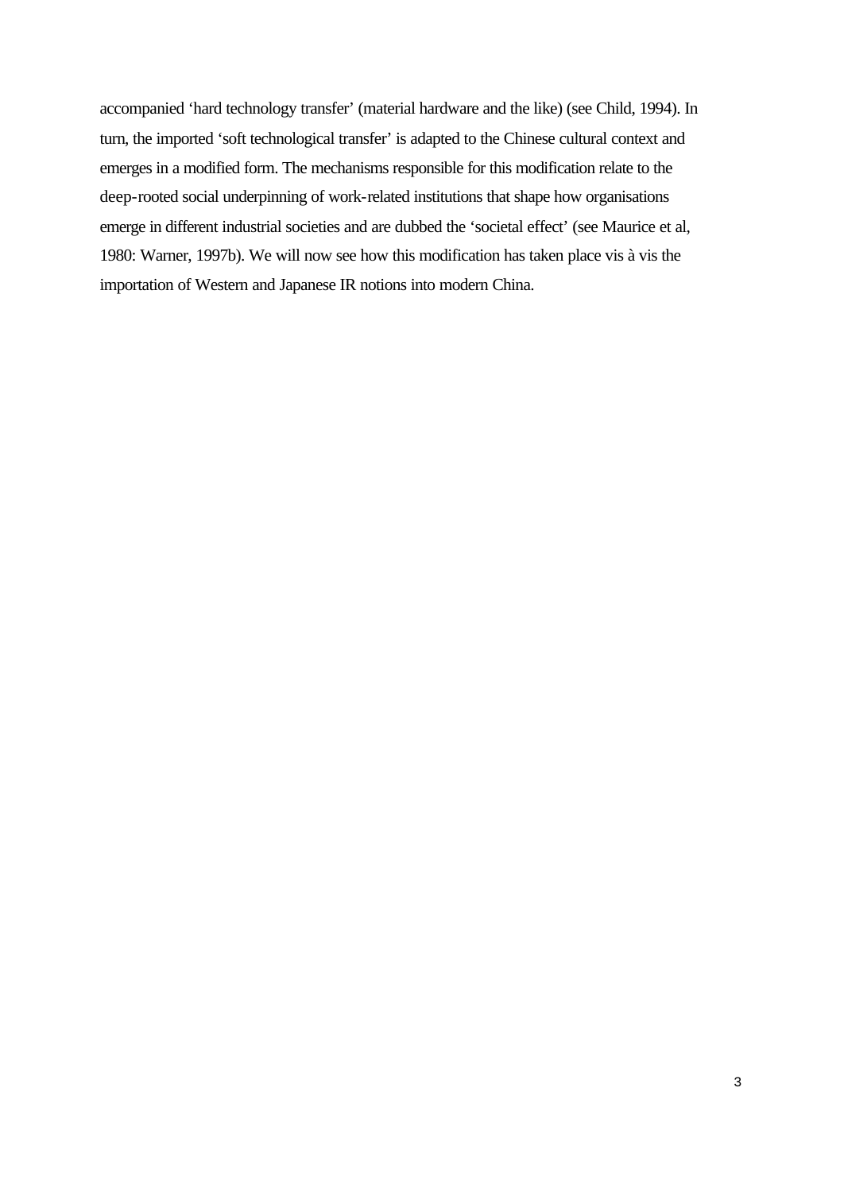accompanied 'hard technology transfer' (material hardware and the like) (see Child, 1994). In turn, the imported 'soft technological transfer' is adapted to the Chinese cultural context and emerges in a modified form. The mechanisms responsible for this modification relate to the deep-rooted social underpinning of work-related institutions that shape how organisations emerge in different industrial societies and are dubbed the 'societal effect' (see Maurice et al, 1980: Warner, 1997b). We will now see how this modification has taken place vis à vis the importation of Western and Japanese IR notions into modern China.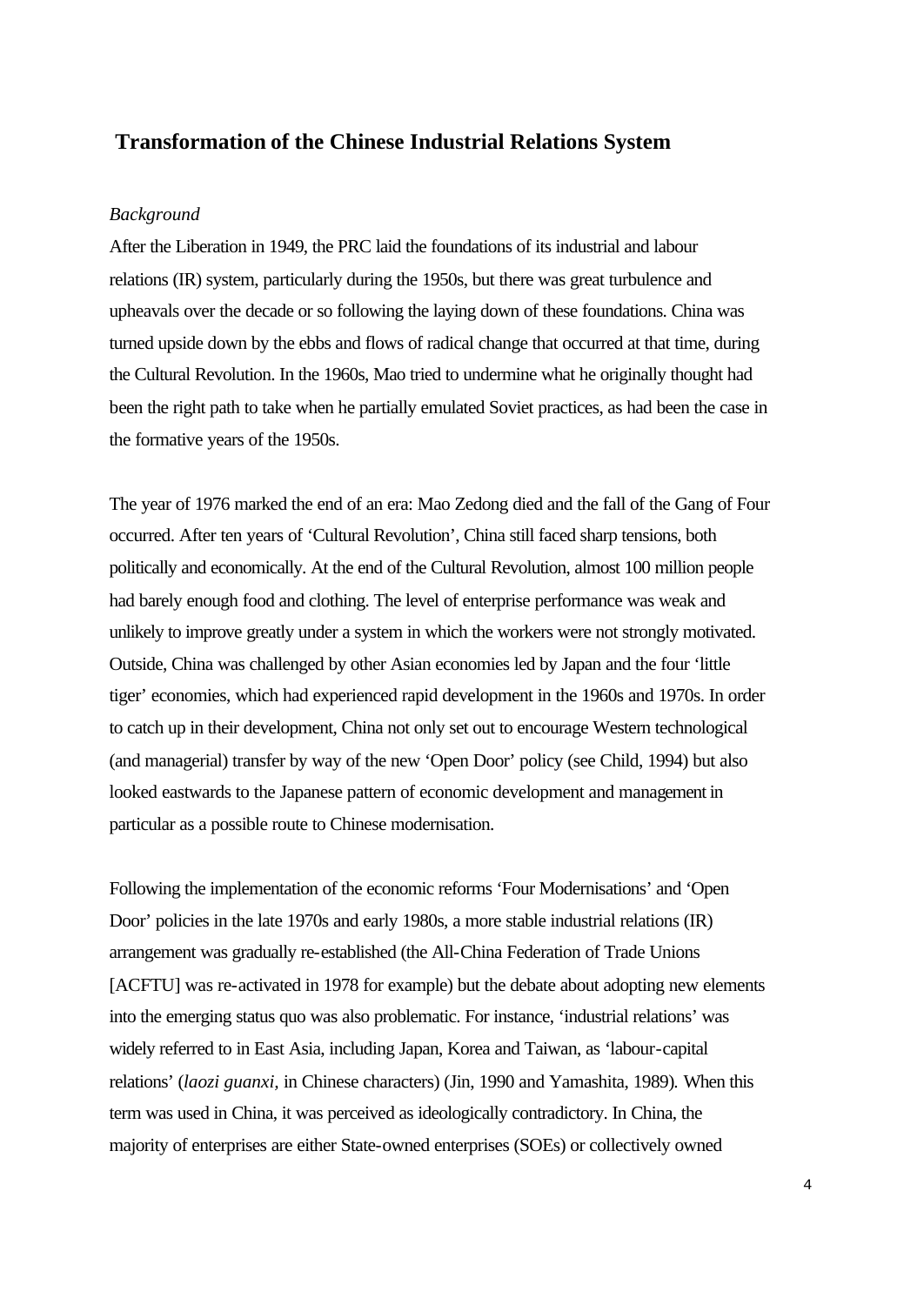## Transformation of the Chinese Industrial Relations System

*Background*

After the Liberation in 1949, the PRC laid the foundations of its industrial and labour relations (IR) system, particularly during the 1950s, but there was great turbulence and upheavals over the decade or so following the laying down of these foundations. China was turned upside down by the ebbs and flows of radical change that occurred at that time, during the Cultural Revolution. In the 1960s, Mao tried to undermine what he originally thought had been the right path to take when he partially emulated Soviet practices, as had been the case in the formative years of the 1950s.

The year of 1976 marked the end of an era: Mao Zedong died and the fall of the Gang of Four occurred. After ten years of 'Cultural Revolution', China still faced sharp tensions, both politically and economically. At the end of the Cultural Revolution, almost 100 million people had barely enough food and clothing. The level of enterprise performance was weak and unlikely to improve greatly under a system in which the workers were not strongly motivated. Outside, China was challenged by other Asian economies led by Japan and the four 'little tiger' economies, which had experienced rapid development in the 1960s and 1970s. In order to catch up in their development, China not only set out to encourage Western technological (and managerial) transfer by way of the new 'Open Door' policy (see Child, 1994) but also looked eastwards to the Japanese pattern of economic development and management in particular as a possible route to Chinese modernisation.

Following the implementation of the economic reforms 'Four Modernisations' and 'Open Door' policies in the late 1970s and early 1980s, a more stable industrial relations (IR) arrangement was gradually re-established (the All-China Federation of Trade Unions [ACFTU] was re-activated in 1978 for example) but the debate about adopting new elements into the emerging status quo was also problematic. For instance, 'industrial relations' was widely referred to in East Asia, including Japan, Korea and Taiwan, as 'labour-capital relations' (*laozi guanxi*, in Chinese characters) (Jin, 1990 and Yamashita, 1989). When this term was used in China, it was perceived as ideologically contradictory. In China, the majority of enterprises are either State-owned enterprises (SOEs) or collectively owned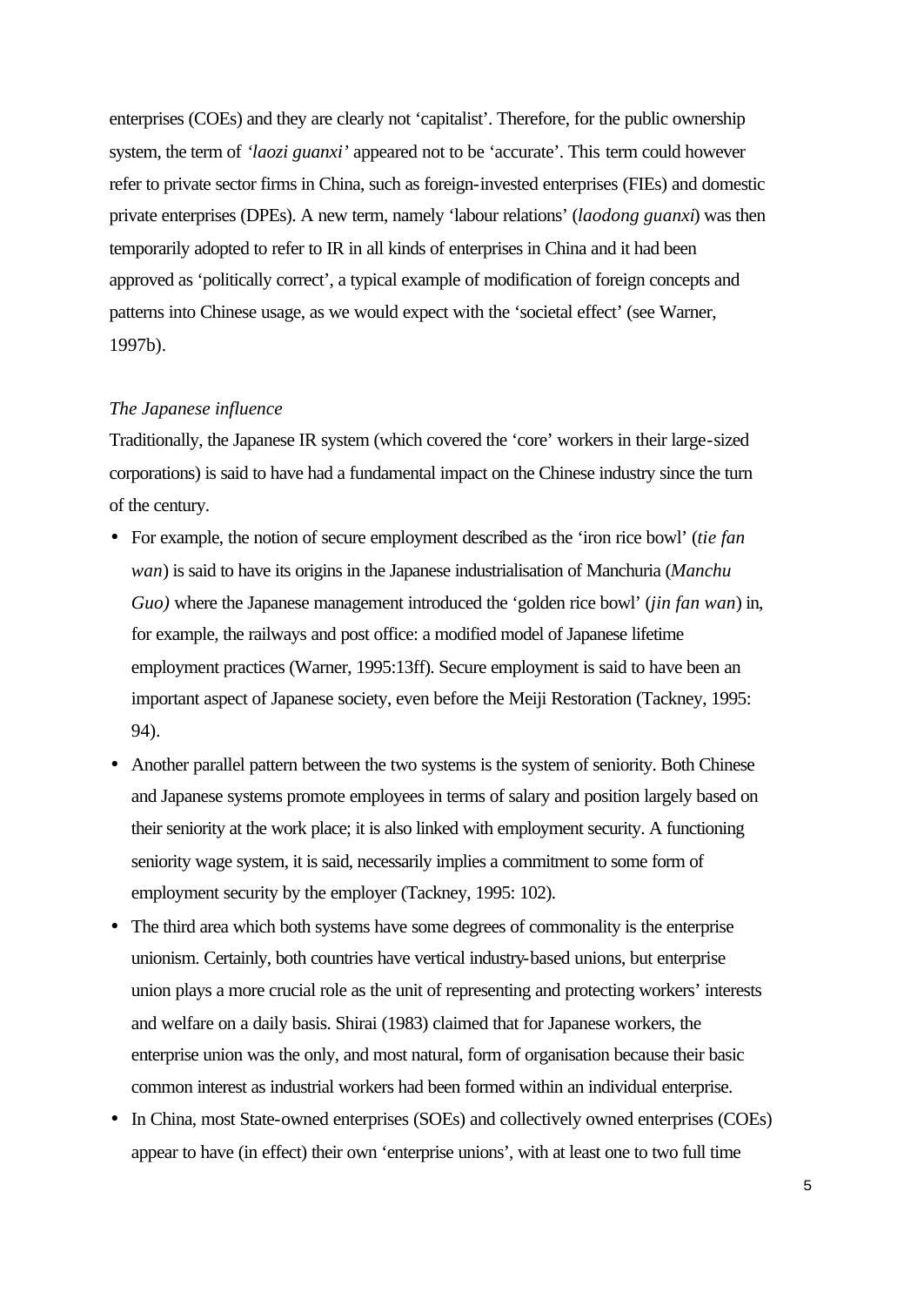enterprises (COEs) and they are clearly not 'capitalist'. Therefore, for the public ownership system, the term of *'laozi guanxi'* appeared not to be 'accurate'. This term could however refer to private sector firms in China, such as foreign-invested enterprises (FIEs) and domestic private enterprises (DPEs). A new term, namely 'labour relations' (*laodong guanxi*) was then temporarily adopted to refer to IR in all kinds of enterprises in China and it had been approved as 'politically correct', a typical example of modification of foreign concepts and patterns into Chinese usage, as we would expect with the 'societal effect' (see Warner, 1997b).

*The Japanese influence*

Traditionally, the Japanese IR system (which covered the 'core' workers in their large-sized corporations) is said to have had a fundamental impact on the Chinese industry since the turn of the century.

- For example, the notion of secure employment described as the 'iron rice bowl' (*tie fan wan*) is said to have its origins in the Japanese industrialisation of Manchuria (*Manchu Guo)* where the Japanese management introduced the 'golden rice bowl' (*jin fan wan*) in, for example, the railways and post office: a modified model of Japanese lifetime employment practices (Warner, 1995:13ff). Secure employment is said to have been an important aspect of Japanese society, even before the Meiji Restoration (Tackney, 1995: 94).
- Another parallel pattern between the two systems is the system of seniority. Both Chinese and Japanese systems promote employees in terms of salary and position largely based on their seniority at the work place; it is also linked with employment security. A functioning seniority wage system, it is said, necessarily implies a commitment to some form of employment security by the employer (Tackney, 1995: 102).
- The third area which both systems have some degrees of commonality is the enterprise unionism. Certainly, both countries have vertical industry-based unions, but enterprise union plays a more crucial role as the unit of representing and protecting workers' interests and welfare on a daily basis. Shirai (1983) claimed that for Japanese workers, the enterprise union was the only, and most natural, form of organisation because their basic common interest as industrial workers had been formed within an individual enterprise.
- In China, most State-owned enterprises (SOEs) and collectively owned enterprises (COEs) appear to have (in effect) their own 'enterprise unions', with at least one to two full time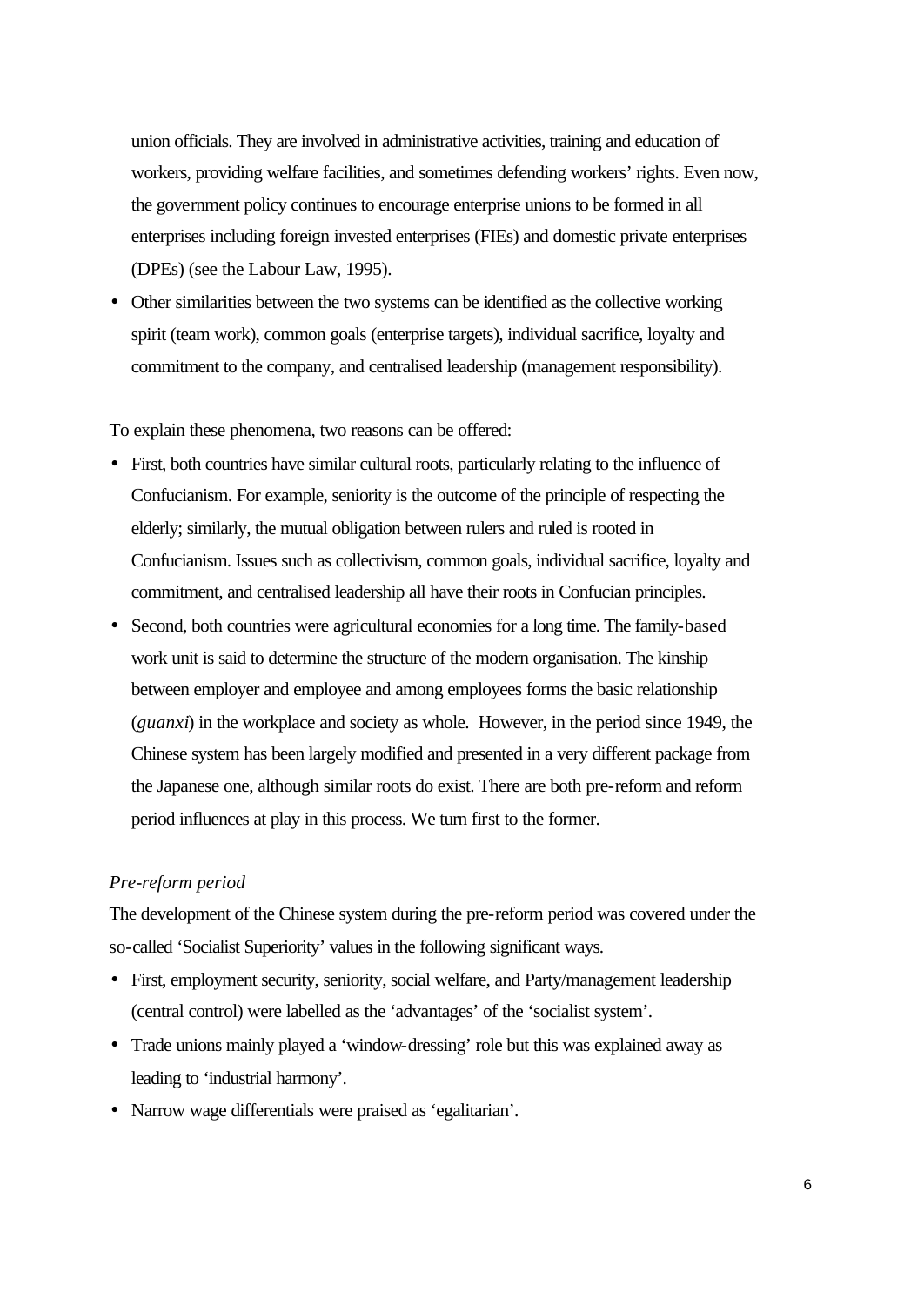union officials. They are involved in administrative activities, training and education of workers, providing welfare facilities, and sometimes defending workers' rights. Even now, the government policy continues to encourage enterprise unions to be formed in all enterprises including foreign invested enterprises (FIEs) and domestic private enterprises (DPEs) (see the Labour Law, 1995).

- Other similarities between the two systems can be identified as the collective working spirit (team work), common goals (enterprise targets), individual sacrifice, loyalty and commitment to the company, and centralised leadership (management responsibility).

To explain these phenomena, two reasons can be offered:

- First, both countries have similar cultural roots, particularly relating to the influence of Confucianism. For example, seniority is the outcome of the principle of respecting the elderly; similarly, the mutual obligation between rulers and ruled is rooted in Confucianism. Issues such as collectivism, common goals, individual sacrifice, loyalty and commitment, and centralised leadership all have their roots in Confucian principles.
- Second, both countries were agricultural economies for a long time. The family-based work unit is said to determine the structure of the modern organisation. The kinship between employer and employee and among employees forms the basic relationship (*guanxi*) in the workplace and society as whole. However, in the period since 1949, the Chinese system has been largely modified and presented in a very different package from the Japanese one, although similar roots do exist. There are both pre-reform and reform period influences at play in this process. We turn first to the former.

*Pre-reform period*

The development of the Chinese system during the pre-reform period was covered under the so-called 'Socialist Superiority' values in the following significant ways.

- First, employment security, seniority, social welfare, and Party/management leadership (central control) were labelled as the 'advantages' of the 'socialist system'.
- Trade unions mainly played a 'window-dressing' role but this was explained away as leading to 'industrial harmony'.
- Narrow wage differentials were praised as 'egalitarian'.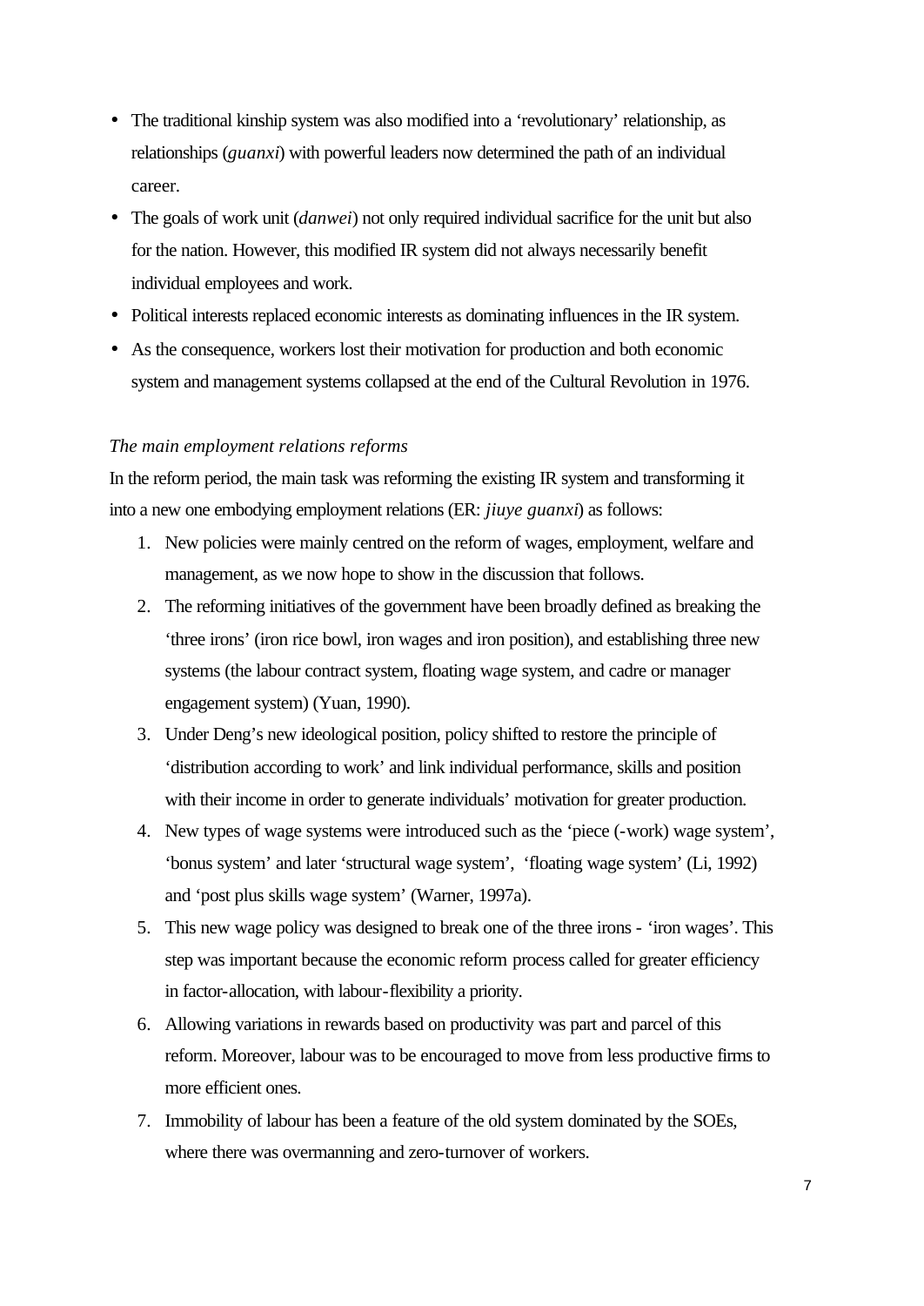- The traditional kinship system was also modified into a 'revolutionary' relationship, as relationships (*guanxi*) with powerful leaders now determined the path of an individual career.
- The goals of work unit (*danwei*) not only required individual sacrifice for the unit but also for the nation. However, this modified IR system did not always necessarily benefit individual employees and work.
- Political interests replaced economic interests as dominating influences in the IR system.
- As the consequence, workers lost their motivation for production and both economic system and management systems collapsed at the end of the Cultural Revolution in 1976.

*The main employment relations reforms*

In the reform period, the main task was reforming the existing IR system and transforming it into a new one embodying employment relations (ER: *jiuye guanxi*) as follows:

1. New policies were mainly centred on the reform of wages, employment, welfare and management, as we now hope to show in the discussion that follows.
2. The reforming initiatives of the government have been broadly defined as breaking the 'three irons' (iron rice bowl, iron wages and iron position), and establishing three new systems (the labour contract system, floating wage system, and cadre or manager engagement system) (Yuan, 1990).
3. Under Deng's new ideological position, policy shifted to restore the principle of 'distribution according to work' and link individual performance, skills and position with their income in order to generate individuals' motivation for greater production.
4. New types of wage systems were introduced such as the 'piece (-work) wage system', 'bonus system' and later 'structural wage system', 'floating wage system' (Li, 1992) and 'post plus skills wage system' (Warner, 1997a).
5. This new wage policy was designed to break one of the three irons - 'iron wages'. This step was important because the economic reform process called for greater efficiency in factor-allocation, with labour-flexibility a priority.
6. Allowing variations in rewards based on productivity was part and parcel of this reform. Moreover, labour was to be encouraged to move from less productive firms to more efficient ones.
7. Immobility of labour has been a feature of the old system dominated by the SOEs, where there was overmanning and zero-turnover of workers.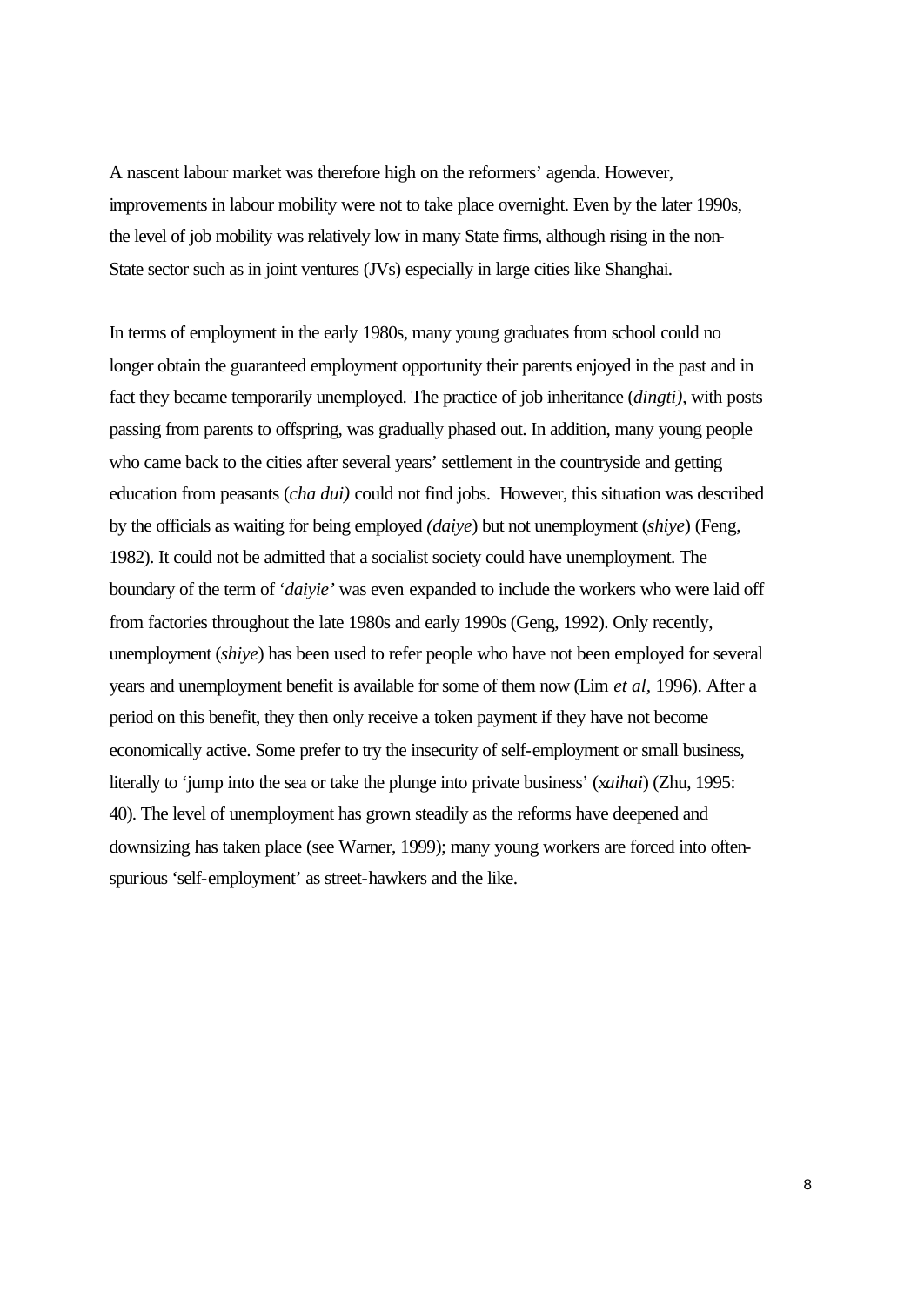A nascent labour market was therefore high on the reformers' agenda. However, improvements in labour mobility were not to take place overnight. Even by the later 1990s, the level of job mobility was relatively low in many State firms, although rising in the non-State sector such as in joint ventures (JVs) especially in large cities like Shanghai.

In terms of employment in the early 1980s, many young graduates from school could no longer obtain the guaranteed employment opportunity their parents enjoyed in the past and in fact they became temporarily unemployed. The practice of job inheritance (*dingti)*, with posts passing from parents to offspring, was gradually phased out. In addition, many young people who came back to the cities after several years' settlement in the countryside and getting education from peasants (*cha dui)* could not find jobs. However, this situation was described by the officials as waiting for being employed *(daiye*) but not unemployment (*shiye*) (Feng, 1982). It could not be admitted that a socialist society could have unemployment. The boundary of the term of '*daiyie'* was even expanded to include the workers who were laid off from factories throughout the late 1980s and early 1990s (Geng, 1992). Only recently, unemployment (*shiye*) has been used to refer people who have not been employed for several years and unemployment benefit is available for some of them now (Lim *et al*, 1996). After a period on this benefit, they then only receive a token payment if they have not become economically active. Some prefer to try the insecurity of self-employment or small business, literally to 'jump into the sea or take the plunge into private business' (x*aihai*) (Zhu, 1995: 40). The level of unemployment has grown steadily as the reforms have deepened and downsizing has taken place (see Warner, 1999); many young workers are forced into often-spurious 'self-employment' as street-hawkers and the like.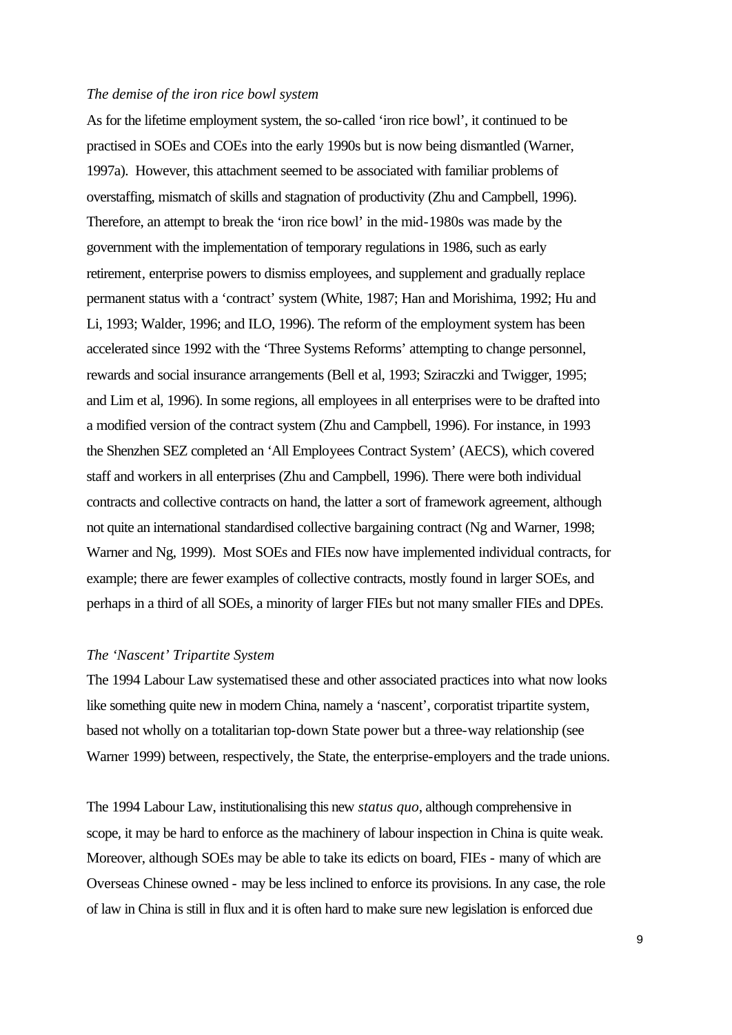*The demise of the iron rice bowl system*

As for the lifetime employment system, the so-called 'iron rice bowl', it continued to be practised in SOEs and COEs into the early 1990s but is now being dismantled (Warner, 1997a). However, this attachment seemed to be associated with familiar problems of overstaffing, mismatch of skills and stagnation of productivity (Zhu and Campbell, 1996). Therefore, an attempt to break the 'iron rice bowl' in the mid-1980s was made by the government with the implementation of temporary regulations in 1986, such as early retirement, enterprise powers to dismiss employees, and supplement and gradually replace permanent status with a 'contract' system (White, 1987; Han and Morishima, 1992; Hu and Li, 1993; Walder, 1996; and ILO, 1996). The reform of the employment system has been accelerated since 1992 with the 'Three Systems Reforms' attempting to change personnel, rewards and social insurance arrangements (Bell et al, 1993; Sziraczki and Twigger, 1995; and Lim et al, 1996). In some regions, all employees in all enterprises were to be drafted into a modified version of the contract system (Zhu and Campbell, 1996). For instance, in 1993 the Shenzhen SEZ completed an 'All Employees Contract System' (AECS), which covered staff and workers in all enterprises (Zhu and Campbell, 1996). There were both individual contracts and collective contracts on hand, the latter a sort of framework agreement, although not quite an international standardised collective bargaining contract (Ng and Warner, 1998; Warner and Ng, 1999). Most SOEs and FIEs now have implemented individual contracts, for example; there are fewer examples of collective contracts, mostly found in larger SOEs, and perhaps in a third of all SOEs, a minority of larger FIEs but not many smaller FIEs and DPEs.

*The 'Nascent' Tripartite System*

The 1994 Labour Law systematised these and other associated practices into what now looks like something quite new in modern China, namely a 'nascent', corporatist tripartite system, based not wholly on a totalitarian top-down State power but a three-way relationship (see Warner 1999) between, respectively, the State, the enterprise-employers and the trade unions.

The 1994 Labour Law, institutionalising this new *status quo*, although comprehensive in scope, it may be hard to enforce as the machinery of labour inspection in China is quite weak. Moreover, although SOEs may be able to take its edicts on board, FIEs - many of which are Overseas Chinese owned - may be less inclined to enforce its provisions. In any case, the role of law in China is still in flux and it is often hard to make sure new legislation is enforced due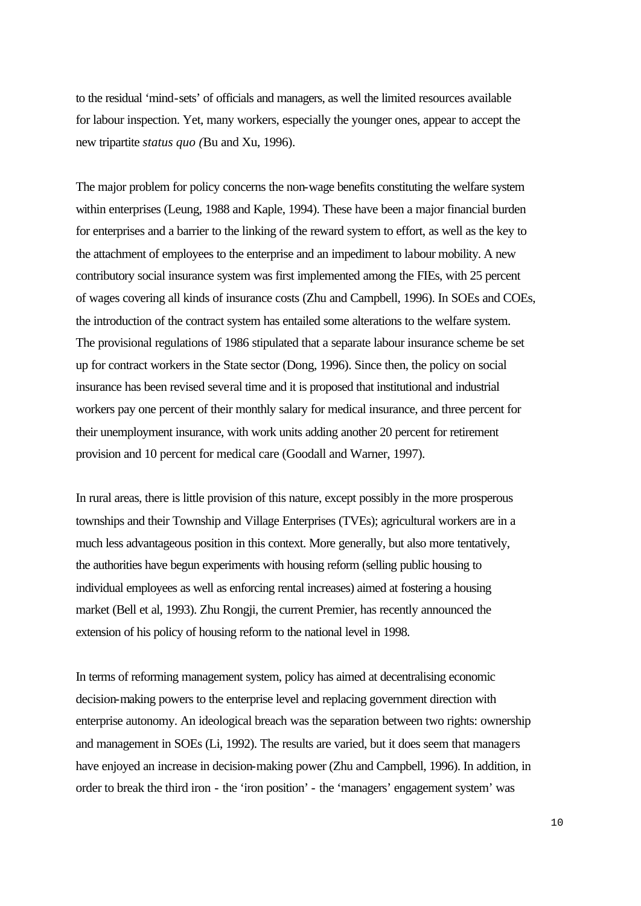to the residual 'mind-sets' of officials and managers, as well the limited resources available for labour inspection. Yet, many workers, especially the younger ones, appear to accept the new tripartite *status quo (*Bu and Xu, 1996).

The major problem for policy concerns the non-wage benefits constituting the welfare system within enterprises (Leung, 1988 and Kaple, 1994). These have been a major financial burden for enterprises and a barrier to the linking of the reward system to effort, as well as the key to the attachment of employees to the enterprise and an impediment to labour mobility. A new contributory social insurance system was first implemented among the FIEs, with 25 percent of wages covering all kinds of insurance costs (Zhu and Campbell, 1996). In SOEs and COEs, the introduction of the contract system has entailed some alterations to the welfare system. The provisional regulations of 1986 stipulated that a separate labour insurance scheme be set up for contract workers in the State sector (Dong, 1996). Since then, the policy on social insurance has been revised several time and it is proposed that institutional and industrial workers pay one percent of their monthly salary for medical insurance, and three percent for their unemployment insurance, with work units adding another 20 percent for retirement provision and 10 percent for medical care (Goodall and Warner, 1997).

In rural areas, there is little provision of this nature, except possibly in the more prosperous townships and their Township and Village Enterprises (TVEs); agricultural workers are in a much less advantageous position in this context. More generally, but also more tentatively, the authorities have begun experiments with housing reform (selling public housing to individual employees as well as enforcing rental increases) aimed at fostering a housing market (Bell et al, 1993). Zhu Rongji, the current Premier, has recently announced the extension of his policy of housing reform to the national level in 1998.

In terms of reforming management system, policy has aimed at decentralising economic decision-making powers to the enterprise level and replacing government direction with enterprise autonomy. An ideological breach was the separation between two rights: ownership and management in SOEs (Li, 1992). The results are varied, but it does seem that managers have enjoyed an increase in decision-making power (Zhu and Campbell, 1996). In addition, in order to break the third iron - the 'iron position' - the 'managers' engagement system' was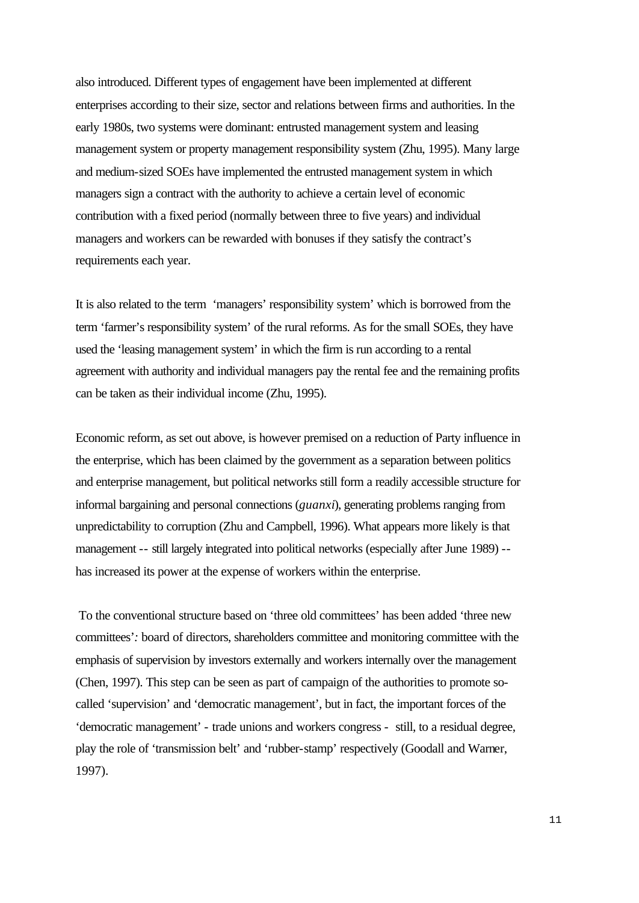also introduced. Different types of engagement have been implemented at different enterprises according to their size, sector and relations between firms and authorities. In the early 1980s, two systems were dominant: entrusted management system and leasing management system or property management responsibility system (Zhu, 1995). Many large and medium-sized SOEs have implemented the entrusted management system in which managers sign a contract with the authority to achieve a certain level of economic contribution with a fixed period (normally between three to five years) and individual managers and workers can be rewarded with bonuses if they satisfy the contract's requirements each year.

It is also related to the term 'managers' responsibility system' which is borrowed from the term 'farmer's responsibility system' of the rural reforms. As for the small SOEs, they have used the 'leasing management system' in which the firm is run according to a rental agreement with authority and individual managers pay the rental fee and the remaining profits can be taken as their individual income (Zhu, 1995).

Economic reform, as set out above, is however premised on a reduction of Party influence in the enterprise, which has been claimed by the government as a separation between politics and enterprise management, but political networks still form a readily accessible structure for informal bargaining and personal connections (*guanxi*), generating problems ranging from unpredictability to corruption (Zhu and Campbell, 1996). What appears more likely is that management -- still largely integrated into political networks (especially after June 1989) -- has increased its power at the expense of workers within the enterprise.

To the conventional structure based on 'three old committees' has been added 'three new committees': board of directors, shareholders committee and monitoring committee with the emphasis of supervision by investors externally and workers internally over the management (Chen, 1997). This step can be seen as part of campaign of the authorities to promote so-called 'supervision' and 'democratic management', but in fact, the important forces of the 'democratic management' - trade unions and workers congress - still, to a residual degree, play the role of 'transmission belt' and 'rubber-stamp' respectively (Goodall and Warner, 1997).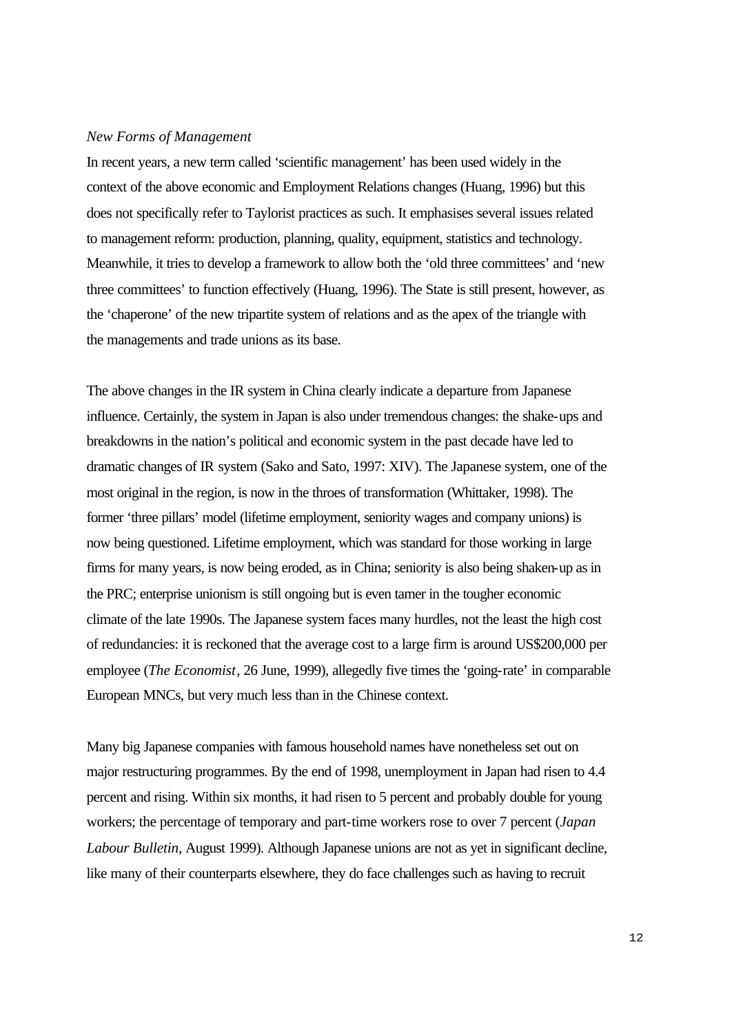*New Forms of Management*

In recent years, a new term called 'scientific management' has been used widely in the context of the above economic and Employment Relations changes (Huang, 1996) but this does not specifically refer to Taylorist practices as such. It emphasises several issues related to management reform: production, planning, quality, equipment, statistics and technology. Meanwhile, it tries to develop a framework to allow both the 'old three committees' and 'new three committees' to function effectively (Huang, 1996). The State is still present, however, as the 'chaperone' of the new tripartite system of relations and as the apex of the triangle with the managements and trade unions as its base.

The above changes in the IR system in China clearly indicate a departure from Japanese influence. Certainly, the system in Japan is also under tremendous changes: the shake-ups and breakdowns in the nation's political and economic system in the past decade have led to dramatic changes of IR system (Sako and Sato, 1997: XIV). The Japanese system, one of the most original in the region, is now in the throes of transformation (Whittaker, 1998). The former 'three pillars' model (lifetime employment, seniority wages and company unions) is now being questioned. Lifetime employment, which was standard for those working in large firms for many years, is now being eroded, as in China; seniority is also being shaken-up as in the PRC; enterprise unionism is still ongoing but is even tamer in the tougher economic climate of the late 1990s. The Japanese system faces many hurdles, not the least the high cost of redundancies: it is reckoned that the average cost to a large firm is around US$200,000 per employee (*The Economist*, 26 June, 1999), allegedly five times the 'going-rate' in comparable European MNCs, but very much less than in the Chinese context.

Many big Japanese companies with famous household names have nonetheless set out on major restructuring programmes. By the end of 1998, unemployment in Japan had risen to 4.4 percent and rising. Within six months, it had risen to 5 percent and probably double for young workers; the percentage of temporary and part-time workers rose to over 7 percent (*Japan Labour Bulletin*, August 1999). Although Japanese unions are not as yet in significant decline, like many of their counterparts elsewhere, they do face challenges such as having to recruit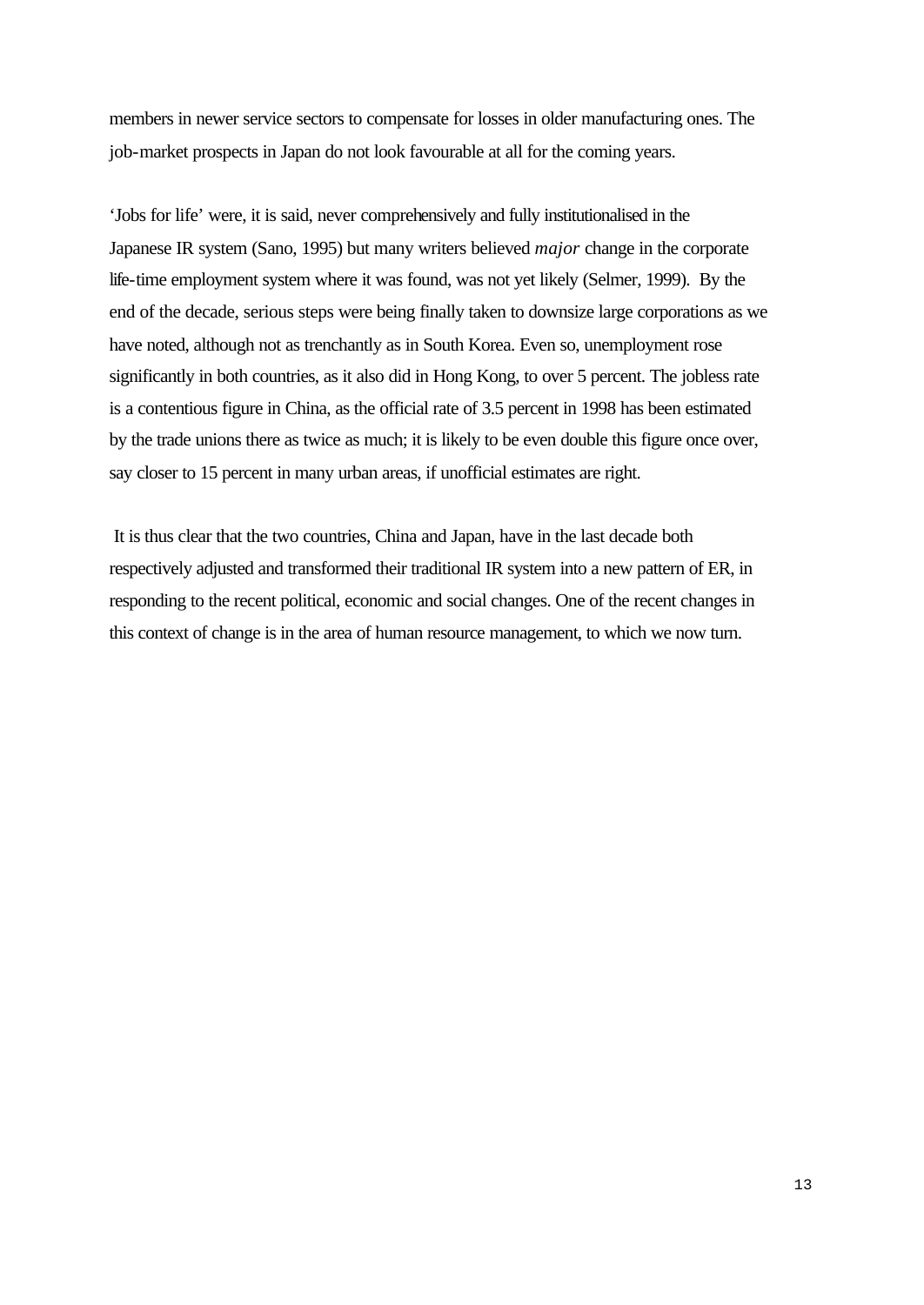members in newer service sectors to compensate for losses in older manufacturing ones. The job-market prospects in Japan do not look favourable at all for the coming years.

'Jobs for life' were, it is said, never comprehensively and fully institutionalised in the Japanese IR system (Sano, 1995) but many writers believed *major* change in the corporate life-time employment system where it was found, was not yet likely (Selmer, 1999). By the end of the decade, serious steps were being finally taken to downsize large corporations as we have noted, although not as trenchantly as in South Korea. Even so, unemployment rose significantly in both countries, as it also did in Hong Kong, to over 5 percent. The jobless rate is a contentious figure in China, as the official rate of 3.5 percent in 1998 has been estimated by the trade unions there as twice as much; it is likely to be even double this figure once over, say closer to 15 percent in many urban areas, if unofficial estimates are right.

It is thus clear that the two countries, China and Japan, have in the last decade both respectively adjusted and transformed their traditional IR system into a new pattern of ER, in responding to the recent political, economic and social changes. One of the recent changes in this context of change is in the area of human resource management, to which we now turn.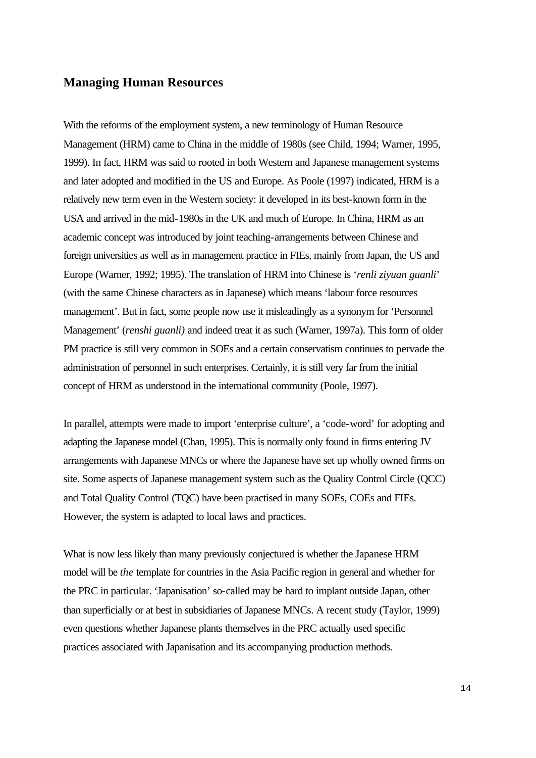## Managing Human Resources

With the reforms of the employment system, a new terminology of Human Resource Management (HRM) came to China in the middle of 1980s (see Child, 1994; Warner, 1995, 1999). In fact, HRM was said to rooted in both Western and Japanese management systems and later adopted and modified in the US and Europe. As Poole (1997) indicated, HRM is a relatively new term even in the Western society: it developed in its best-known form in the USA and arrived in the mid-1980s in the UK and much of Europe. In China, HRM as an academic concept was introduced by joint teaching-arrangements between Chinese and foreign universities as well as in management practice in FIEs, mainly from Japan, the US and Europe (Warner, 1992; 1995). The translation of HRM into Chinese is '*renli ziyuan guanli*' (with the same Chinese characters as in Japanese) which means 'labour force resources management'. But in fact, some people now use it misleadingly as a synonym for 'Personnel Management' (*renshi guanli)* and indeed treat it as such (Warner, 1997a). This form of older PM practice is still very common in SOEs and a certain conservatism continues to pervade the administration of personnel in such enterprises. Certainly, it is still very far from the initial concept of HRM as understood in the international community (Poole, 1997).

In parallel, attempts were made to import 'enterprise culture', a 'code-word' for adopting and adapting the Japanese model (Chan, 1995). This is normally only found in firms entering JV arrangements with Japanese MNCs or where the Japanese have set up wholly owned firms on site. Some aspects of Japanese management system such as the Quality Control Circle (QCC) and Total Quality Control (TQC) have been practised in many SOEs, COEs and FIEs. However, the system is adapted to local laws and practices.

What is now less likely than many previously conjectured is whether the Japanese HRM model will be *the* template for countries in the Asia Pacific region in general and whether for the PRC in particular. 'Japanisation' so-called may be hard to implant outside Japan, other than superficially or at best in subsidiaries of Japanese MNCs. A recent study (Taylor, 1999) even questions whether Japanese plants themselves in the PRC actually used specific practices associated with Japanisation and its accompanying production methods.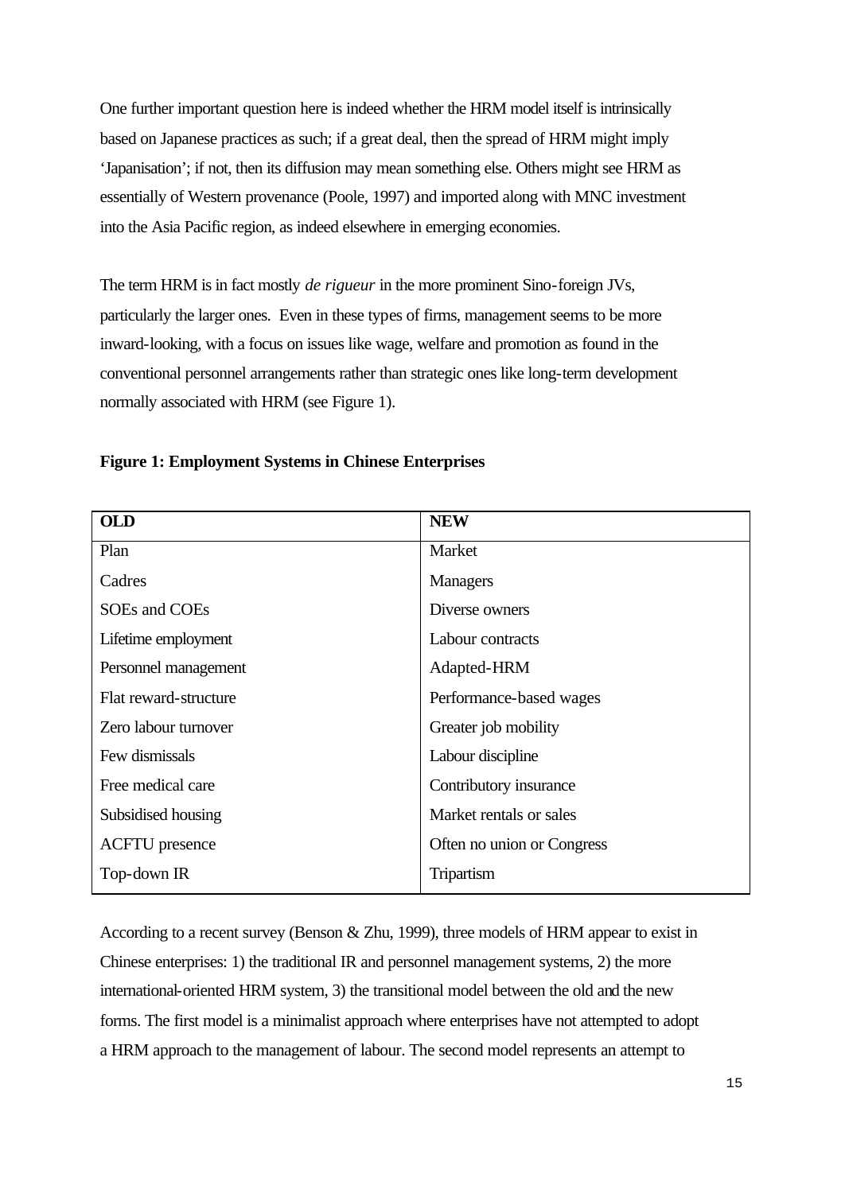One further important question here is indeed whether the HRM model itself is intrinsically based on Japanese practices as such; if a great deal, then the spread of HRM might imply 'Japanisation'; if not, then its diffusion may mean something else. Others might see HRM as essentially of Western provenance (Poole, 1997) and imported along with MNC investment into the Asia Pacific region, as indeed elsewhere in emerging economies.

The term HRM is in fact mostly *de rigueur* in the more prominent Sino-foreign JVs, particularly the larger ones. Even in these types of firms, management seems to be more inward-looking, with a focus on issues like wage, welfare and promotion as found in the conventional personnel arrangements rather than strategic ones like long-term development normally associated with HRM (see Figure 1).

**Figure 1: Employment Systems in Chinese Enterprises**

| OLD | NEW |
|---|---|
| Plan | Market |
| Cadres | Managers |
| SOEs and COEs | Diverse owners |
| Lifetime employment | Labour contracts |
| Personnel management | Adapted-HRM |
| Flat reward-structure | Performance-based wages |
| Zero labour turnover | Greater job mobility |
| Few dismissals | Labour discipline |
| Free medical care | Contributory insurance |
| Subsidised housing | Market rentals or sales |
| ACFTU presence | Often no union or Congress |
| Top-down IR | Tripartism |

According to a recent survey (Benson & Zhu, 1999), three models of HRM appear to exist in Chinese enterprises: 1) the traditional IR and personnel management systems, 2) the more international-oriented HRM system, 3) the transitional model between the old and the new forms. The first model is a minimalist approach where enterprises have not attempted to adopt a HRM approach to the management of labour. The second model represents an attempt to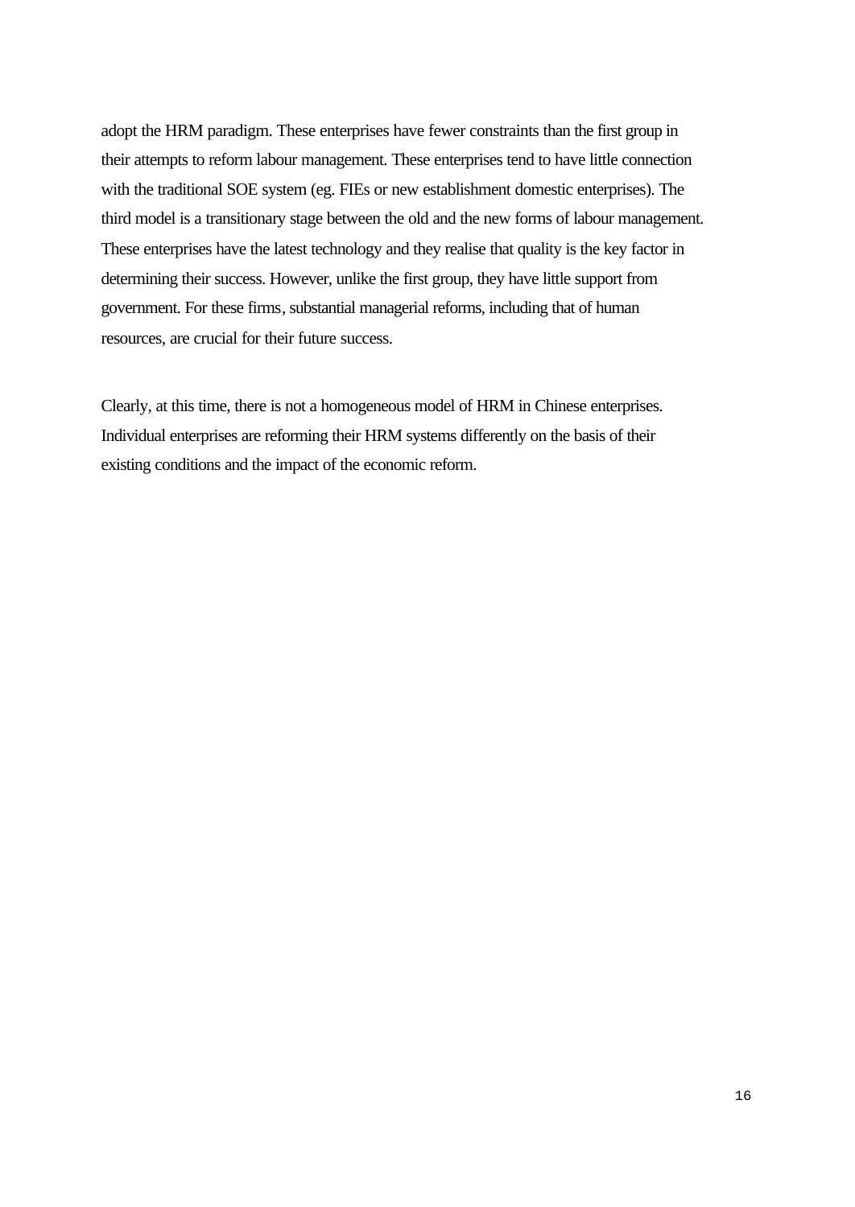adopt the HRM paradigm. These enterprises have fewer constraints than the first group in their attempts to reform labour management. These enterprises tend to have little connection with the traditional SOE system (eg. FIEs or new establishment domestic enterprises). The third model is a transitionary stage between the old and the new forms of labour management. These enterprises have the latest technology and they realise that quality is the key factor in determining their success. However, unlike the first group, they have little support from government. For these firms, substantial managerial reforms, including that of human resources, are crucial for their future success.

Clearly, at this time, there is not a homogeneous model of HRM in Chinese enterprises. Individual enterprises are reforming their HRM systems differently on the basis of their existing conditions and the impact of the economic reform.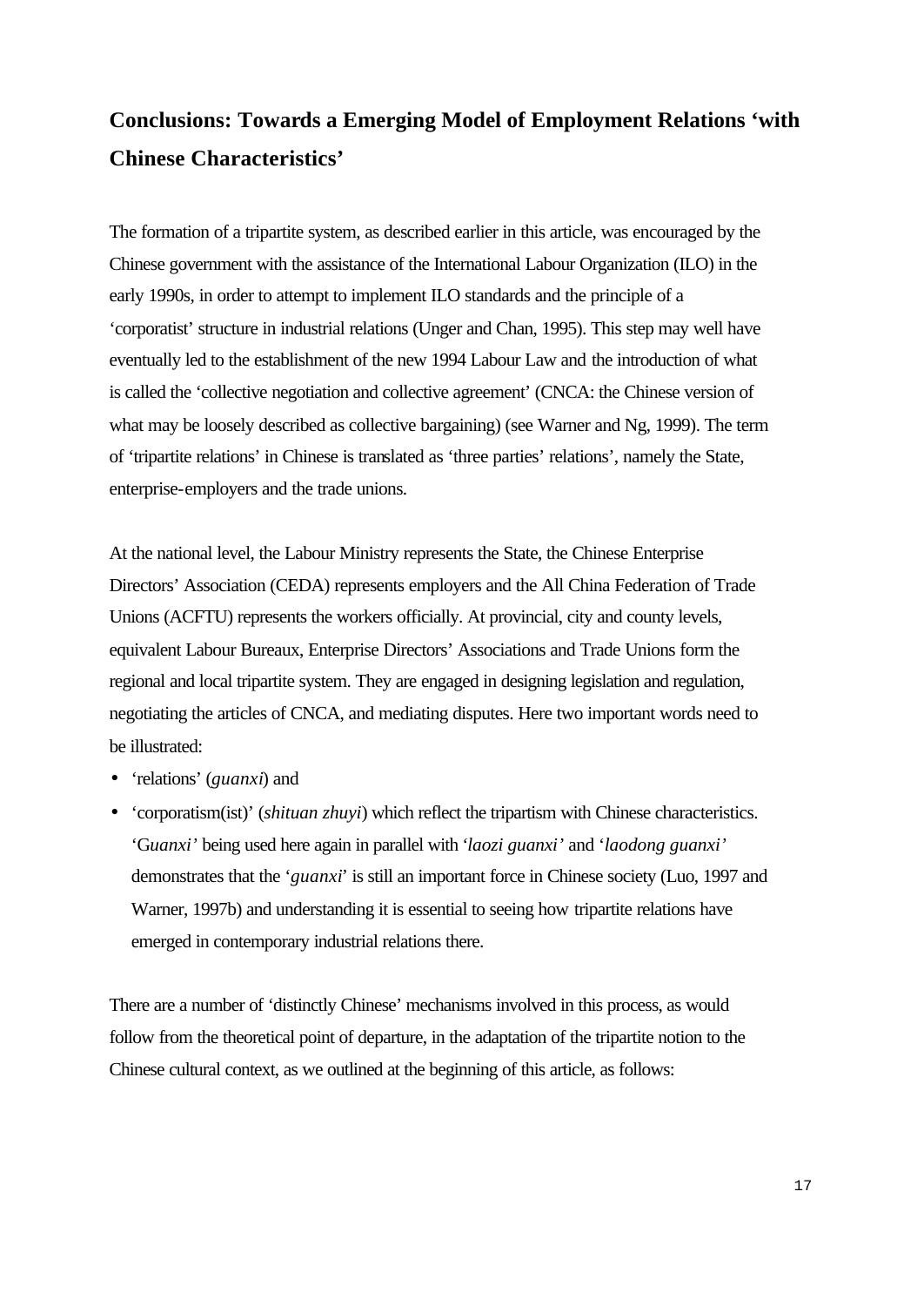## Conclusions: Towards a Emerging Model of Employment Relations 'with Chinese Characteristics'

The formation of a tripartite system, as described earlier in this article, was encouraged by the Chinese government with the assistance of the International Labour Organization (ILO) in the early 1990s, in order to attempt to implement ILO standards and the principle of a 'corporatist' structure in industrial relations (Unger and Chan, 1995). This step may well have eventually led to the establishment of the new 1994 Labour Law and the introduction of what is called the 'collective negotiation and collective agreement' (CNCA: the Chinese version of what may be loosely described as collective bargaining) (see Warner and Ng, 1999). The term of 'tripartite relations' in Chinese is translated as 'three parties' relations', namely the State, enterprise-employers and the trade unions.

At the national level, the Labour Ministry represents the State, the Chinese Enterprise Directors' Association (CEDA) represents employers and the All China Federation of Trade Unions (ACFTU) represents the workers officially. At provincial, city and county levels, equivalent Labour Bureaux, Enterprise Directors' Associations and Trade Unions form the regional and local tripartite system. They are engaged in designing legislation and regulation, negotiating the articles of CNCA, and mediating disputes. Here two important words need to be illustrated:

- 'relations' (*guanxi*) and
- 'corporatism(ist)' (*shituan zhuyi*) which reflect the tripartism with Chinese characteristics. '*Guanxi'* being used here again in parallel with '*laozi guanxi'* and '*laodong guanxi'* demonstrates that the '*guanxi*' is still an important force in Chinese society (Luo, 1997 and Warner, 1997b) and understanding it is essential to seeing how tripartite relations have emerged in contemporary industrial relations there.

There are a number of 'distinctly Chinese' mechanisms involved in this process, as would follow from the theoretical point of departure, in the adaptation of the tripartite notion to the Chinese cultural context, as we outlined at the beginning of this article, as follows: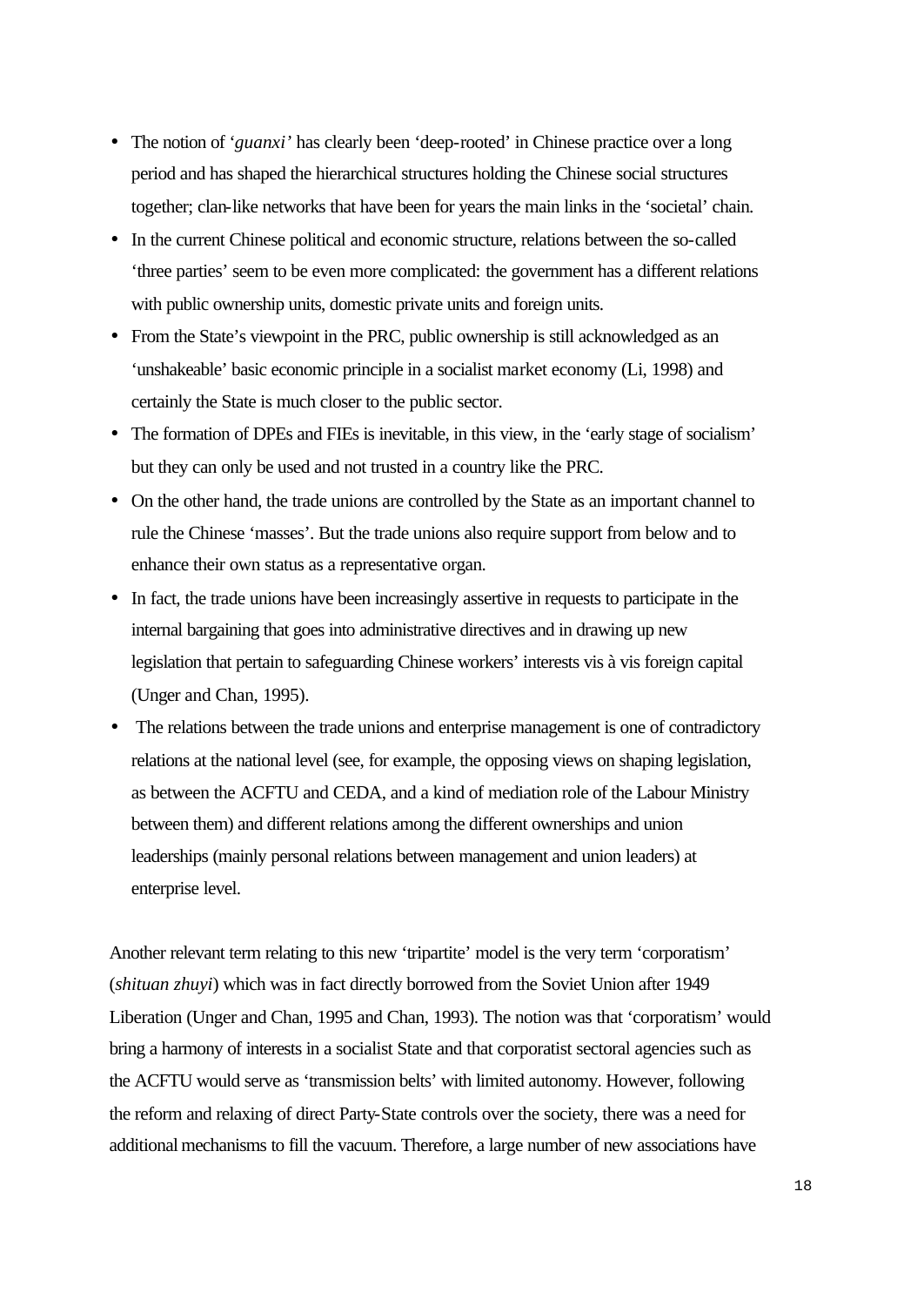- The notion of '*guanxi*' has clearly been 'deep-rooted' in Chinese practice over a long period and has shaped the hierarchical structures holding the Chinese social structures together; clan-like networks that have been for years the main links in the 'societal' chain.
- In the current Chinese political and economic structure, relations between the so-called 'three parties' seem to be even more complicated: the government has a different relations with public ownership units, domestic private units and foreign units.
- From the State's viewpoint in the PRC, public ownership is still acknowledged as an 'unshakeable' basic economic principle in a socialist market economy (Li, 1998) and certainly the State is much closer to the public sector.
- The formation of DPEs and FIEs is inevitable, in this view, in the 'early stage of socialism' but they can only be used and not trusted in a country like the PRC.
- On the other hand, the trade unions are controlled by the State as an important channel to rule the Chinese 'masses'. But the trade unions also require support from below and to enhance their own status as a representative organ.
- In fact, the trade unions have been increasingly assertive in requests to participate in the internal bargaining that goes into administrative directives and in drawing up new legislation that pertain to safeguarding Chinese workers' interests vis à vis foreign capital (Unger and Chan, 1995).
- The relations between the trade unions and enterprise management is one of contradictory relations at the national level (see, for example, the opposing views on shaping legislation, as between the ACFTU and CEDA, and a kind of mediation role of the Labour Ministry between them) and different relations among the different ownerships and union leaderships (mainly personal relations between management and union leaders) at enterprise level.

Another relevant term relating to this new 'tripartite' model is the very term 'corporatism' (*shituan zhuyi*) which was in fact directly borrowed from the Soviet Union after 1949 Liberation (Unger and Chan, 1995 and Chan, 1993). The notion was that 'corporatism' would bring a harmony of interests in a socialist State and that corporatist sectoral agencies such as the ACFTU would serve as 'transmission belts' with limited autonomy. However, following the reform and relaxing of direct Party-State controls over the society, there was a need for additional mechanisms to fill the vacuum. Therefore, a large number of new associations have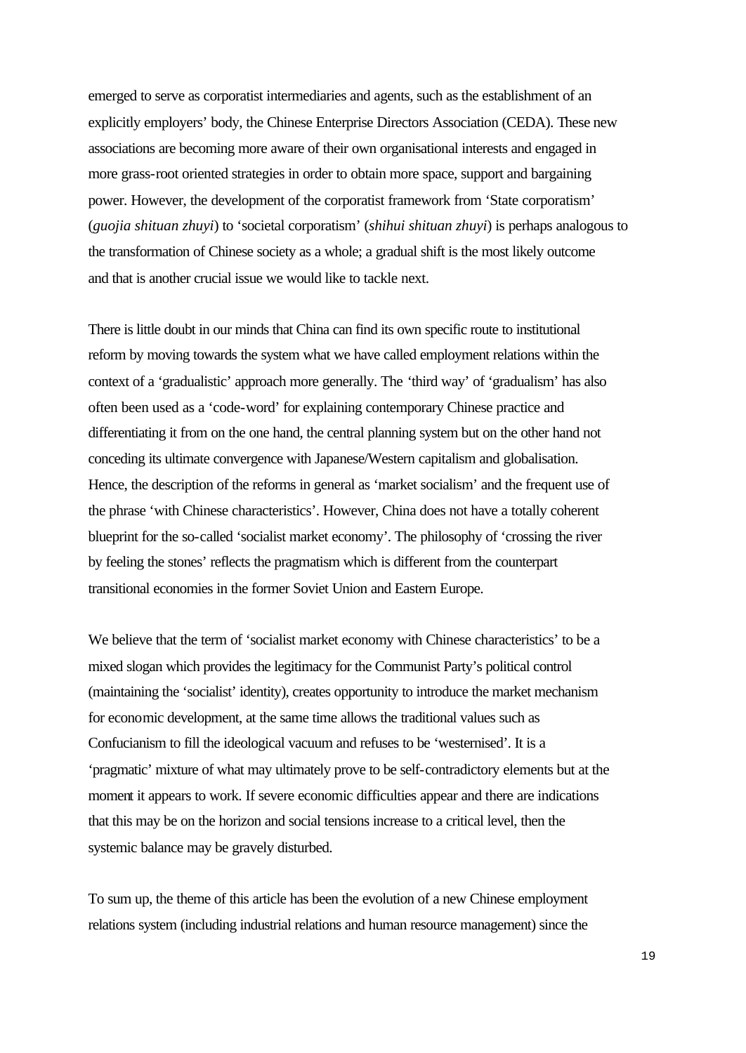emerged to serve as corporatist intermediaries and agents, such as the establishment of an explicitly employers' body, the Chinese Enterprise Directors Association (CEDA). These new associations are becoming more aware of their own organisational interests and engaged in more grass-root oriented strategies in order to obtain more space, support and bargaining power. However, the development of the corporatist framework from 'State corporatism' (*guojia shituan zhuyi*) to 'societal corporatism' (*shihui shituan zhuyi*) is perhaps analogous to the transformation of Chinese society as a whole; a gradual shift is the most likely outcome and that is another crucial issue we would like to tackle next.

There is little doubt in our minds that China can find its own specific route to institutional reform by moving towards the system what we have called employment relations within the context of a 'gradualistic' approach more generally. The 'third way' of 'gradualism' has also often been used as a 'code-word' for explaining contemporary Chinese practice and differentiating it from on the one hand, the central planning system but on the other hand not conceding its ultimate convergence with Japanese/Western capitalism and globalisation. Hence, the description of the reforms in general as 'market socialism' and the frequent use of the phrase 'with Chinese characteristics'. However, China does not have a totally coherent blueprint for the so-called 'socialist market economy'. The philosophy of 'crossing the river by feeling the stones' reflects the pragmatism which is different from the counterpart transitional economies in the former Soviet Union and Eastern Europe.

We believe that the term of 'socialist market economy with Chinese characteristics' to be a mixed slogan which provides the legitimacy for the Communist Party's political control (maintaining the 'socialist' identity), creates opportunity to introduce the market mechanism for economic development, at the same time allows the traditional values such as Confucianism to fill the ideological vacuum and refuses to be 'westernised'. It is a 'pragmatic' mixture of what may ultimately prove to be self-contradictory elements but at the moment it appears to work. If severe economic difficulties appear and there are indications that this may be on the horizon and social tensions increase to a critical level, then the systemic balance may be gravely disturbed.

To sum up, the theme of this article has been the evolution of a new Chinese employment relations system (including industrial relations and human resource management) since the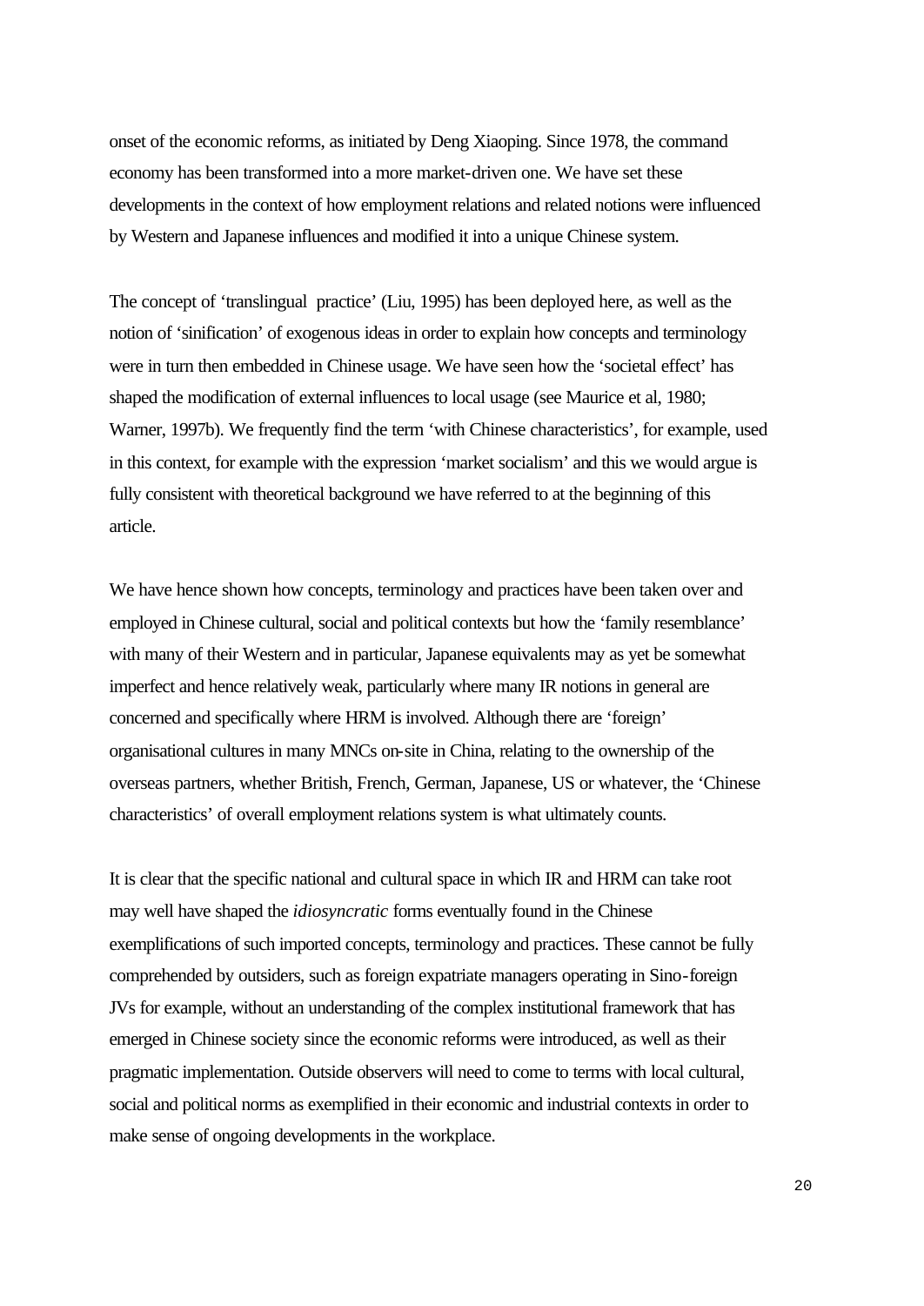onset of the economic reforms, as initiated by Deng Xiaoping. Since 1978, the command economy has been transformed into a more market-driven one. We have set these developments in the context of how employment relations and related notions were influenced by Western and Japanese influences and modified it into a unique Chinese system.

The concept of 'translingual practice' (Liu, 1995) has been deployed here, as well as the notion of 'sinification' of exogenous ideas in order to explain how concepts and terminology were in turn then embedded in Chinese usage. We have seen how the 'societal effect' has shaped the modification of external influences to local usage (see Maurice et al, 1980; Warner, 1997b). We frequently find the term 'with Chinese characteristics', for example, used in this context, for example with the expression 'market socialism' and this we would argue is fully consistent with theoretical background we have referred to at the beginning of this article.

We have hence shown how concepts, terminology and practices have been taken over and employed in Chinese cultural, social and political contexts but how the 'family resemblance' with many of their Western and in particular, Japanese equivalents may as yet be somewhat imperfect and hence relatively weak, particularly where many IR notions in general are concerned and specifically where HRM is involved. Although there are 'foreign' organisational cultures in many MNCs on-site in China, relating to the ownership of the overseas partners, whether British, French, German, Japanese, US or whatever, the 'Chinese characteristics' of overall employment relations system is what ultimately counts.

It is clear that the specific national and cultural space in which IR and HRM can take root may well have shaped the *idiosyncratic* forms eventually found in the Chinese exemplifications of such imported concepts, terminology and practices. These cannot be fully comprehended by outsiders, such as foreign expatriate managers operating in Sino-foreign JVs for example, without an understanding of the complex institutional framework that has emerged in Chinese society since the economic reforms were introduced, as well as their pragmatic implementation. Outside observers will need to come to terms with local cultural, social and political norms as exemplified in their economic and industrial contexts in order to make sense of ongoing developments in the workplace.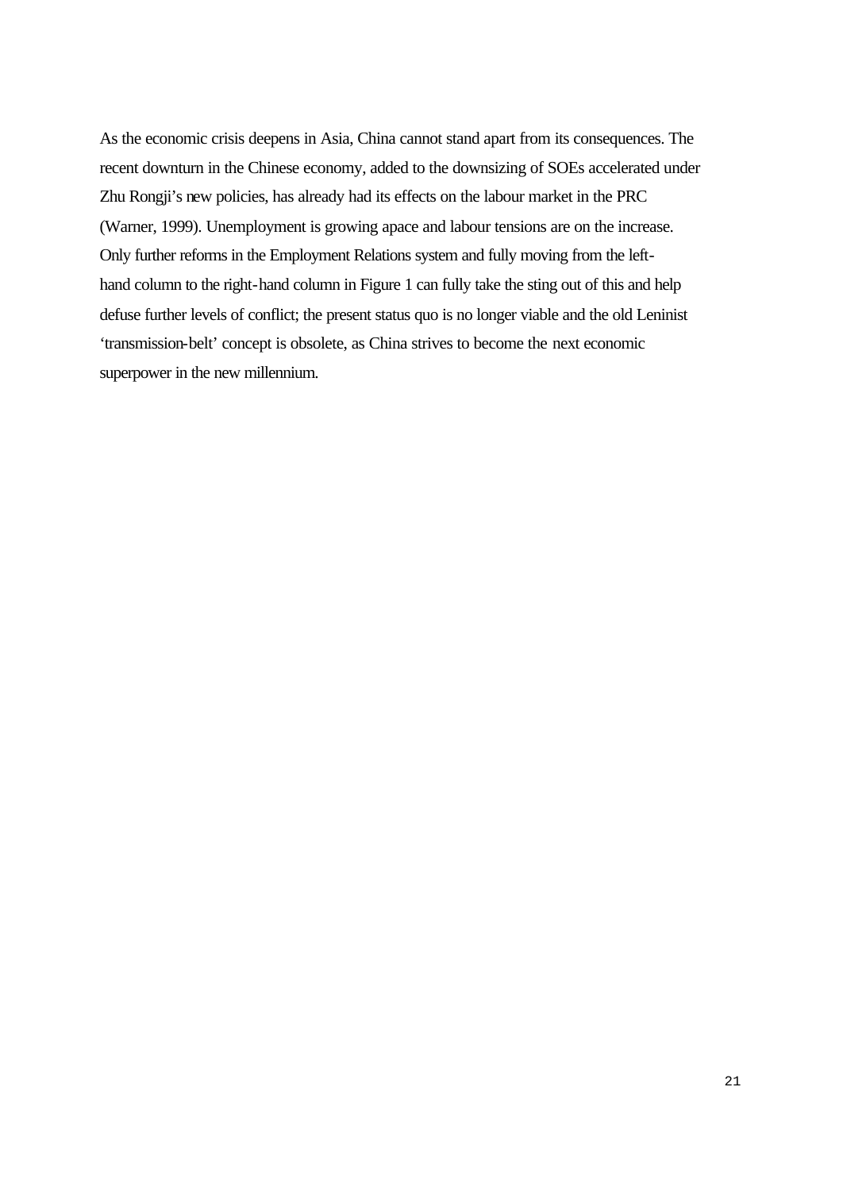As the economic crisis deepens in Asia, China cannot stand apart from its consequences. The recent downturn in the Chinese economy, added to the downsizing of SOEs accelerated under Zhu Rongji's new policies, has already had its effects on the labour market in the PRC (Warner, 1999). Unemployment is growing apace and labour tensions are on the increase. Only further reforms in the Employment Relations system and fully moving from the left-hand column to the right-hand column in Figure 1 can fully take the sting out of this and help defuse further levels of conflict; the present status quo is no longer viable and the old Leninist 'transmission-belt' concept is obsolete, as China strives to become the next economic superpower in the new millennium.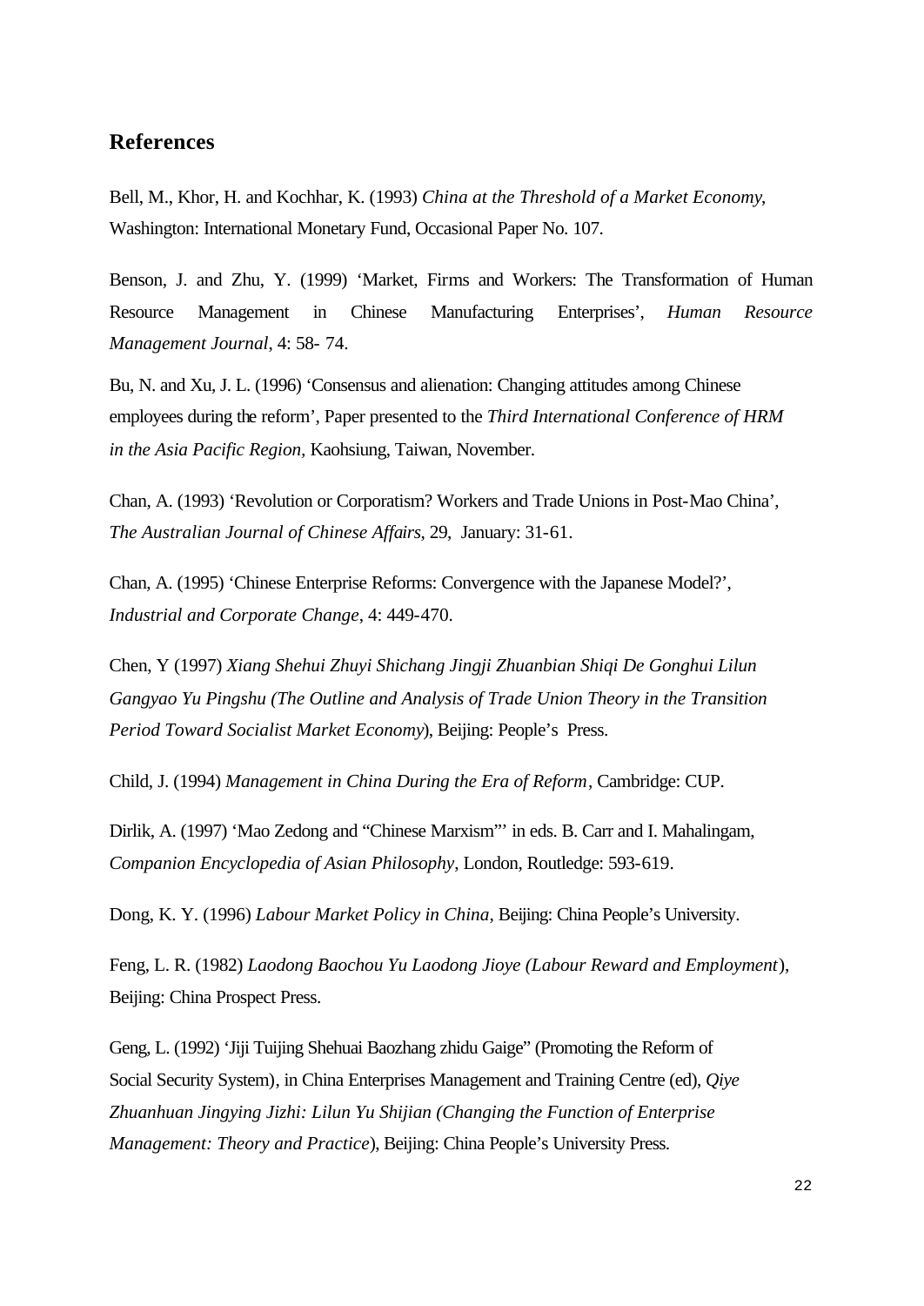## References

Bell, M., Khor, H. and Kochhar, K. (1993) *China at the Threshold of a Market Economy*, Washington: International Monetary Fund, Occasional Paper No. 107.

Benson, J. and Zhu, Y. (1999) 'Market, Firms and Workers: The Transformation of Human Resource Management in Chinese Manufacturing Enterprises', *Human Resource Management Journal*, 4: 58- 74.

Bu, N. and Xu, J. L. (1996) 'Consensus and alienation: Changing attitudes among Chinese employees during the reform', Paper presented to the *Third International Conference of HRM in the Asia Pacific Region*, Kaohsiung, Taiwan, November.

Chan, A. (1993) 'Revolution or Corporatism? Workers and Trade Unions in Post-Mao China', *The Australian Journal of Chinese Affairs*, 29, January: 31-61.

Chan, A. (1995) 'Chinese Enterprise Reforms: Convergence with the Japanese Model?', *Industrial and Corporate Change*, 4: 449-470.

Chen, Y (1997) *Xiang Shehui Zhuyi Shichang Jingji Zhuanbian Shiqi De Gonghui Lilun Gangyao Yu Pingshu (The Outline and Analysis of Trade Union Theory in the Transition Period Toward Socialist Market Economy*), Beijing: People's Press.

Child, J. (1994) *Management in China During the Era of Reform*, Cambridge: CUP.

Dirlik, A. (1997) 'Mao Zedong and "Chinese Marxism"' in eds. B. Carr and I. Mahalingam, *Companion Encyclopedia of Asian Philosophy*, London, Routledge: 593-619.

Dong, K. Y. (1996) *Labour Market Policy in China*, Beijing: China People's University.

Feng, L. R. (1982) *Laodong Baochou Yu Laodong Jioye (Labour Reward and Employment*), Beijing: China Prospect Press.

Geng, L. (1992) 'Jiji Tuijing Shehuai Baozhang zhidu Gaige" (Promoting the Reform of Social Security System), in China Enterprises Management and Training Centre (ed), *Qiye Zhuanhuan Jingying Jizhi: Lilun Yu Shijian (Changing the Function of Enterprise Management: Theory and Practice*), Beijing: China People's University Press.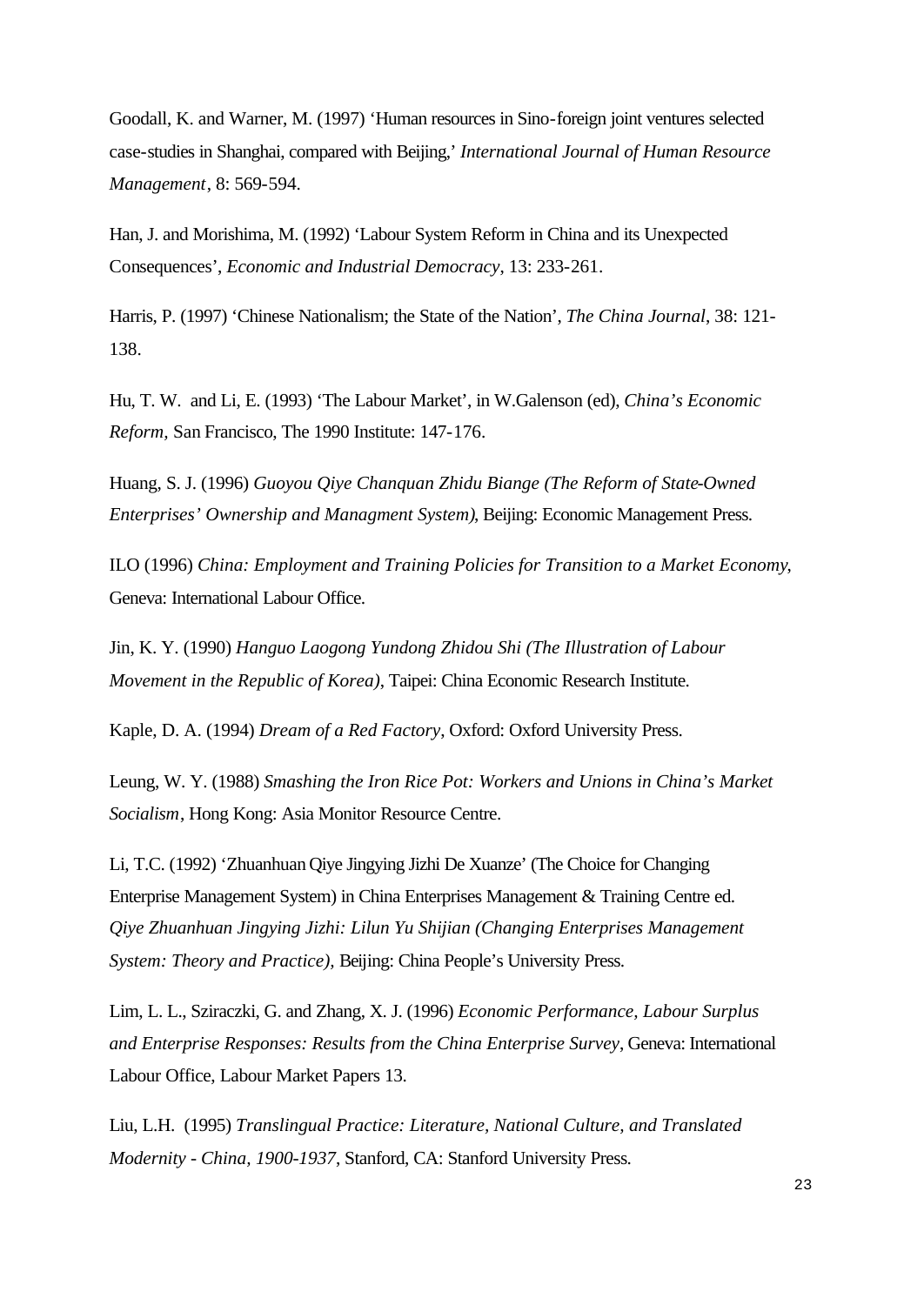Goodall, K. and Warner, M. (1997) ‘Human resources in Sino-foreign joint ventures selected case-studies in Shanghai, compared with Beijing,’ *International Journal of Human Resource Management*, 8: 569-594.

Han, J. and Morishima, M. (1992) ‘Labour System Reform in China and its Unexpected Consequences’, *Economic and Industrial Democracy*, 13: 233-261.

Harris, P. (1997) ‘Chinese Nationalism; the State of the Nation’, *The China Journal*, 38: 121-138.

Hu, T. W. and Li, E. (1993) ‘The Labour Market’, in W.Galenson (ed), *China’s Economic Reform,* San Francisco, The 1990 Institute: 147-176.

Huang, S. J. (1996) *Guoyou Qiye Chanquan Zhidu Biange (The Reform of State-Owned Enterprises’ Ownership and Managment System)*, Beijing: Economic Management Press.

ILO (1996) *China: Employment and Training Policies for Transition to a Market Economy*, Geneva: International Labour Office.

Jin, K. Y. (1990) *Hanguo Laogong Yundong Zhidou Shi (The Illustration of Labour Movement in the Republic of Korea)*, Taipei: China Economic Research Institute.

Kaple, D. A. (1994) *Dream of a Red Factory*, Oxford: Oxford University Press.

Leung, W. Y. (1988) *Smashing the Iron Rice Pot: Workers and Unions in China’s Market Socialism*, Hong Kong: Asia Monitor Resource Centre.

Li, T.C. (1992) ‘Zhuanhuan Qiye Jingying Jizhi De Xuanze’ (The Choice for Changing Enterprise Management System) in China Enterprises Management & Training Centre ed. *Qiye Zhuanhuan Jingying Jizhi: Lilun Yu Shijian (Changing Enterprises Management System: Theory and Practice),* Beijing: China People’s University Press.

Lim, L. L., Sziraczki, G. and Zhang, X. J. (1996) *Economic Performance, Labour Surplus and Enterprise Responses: Results from the China Enterprise Survey,* Geneva: International Labour Office, Labour Market Papers 13.

Liu, L.H. (1995) *Translingual Practice: Literature, National Culture, and Translated Modernity - China, 1900-1937*, Stanford, CA: Stanford University Press.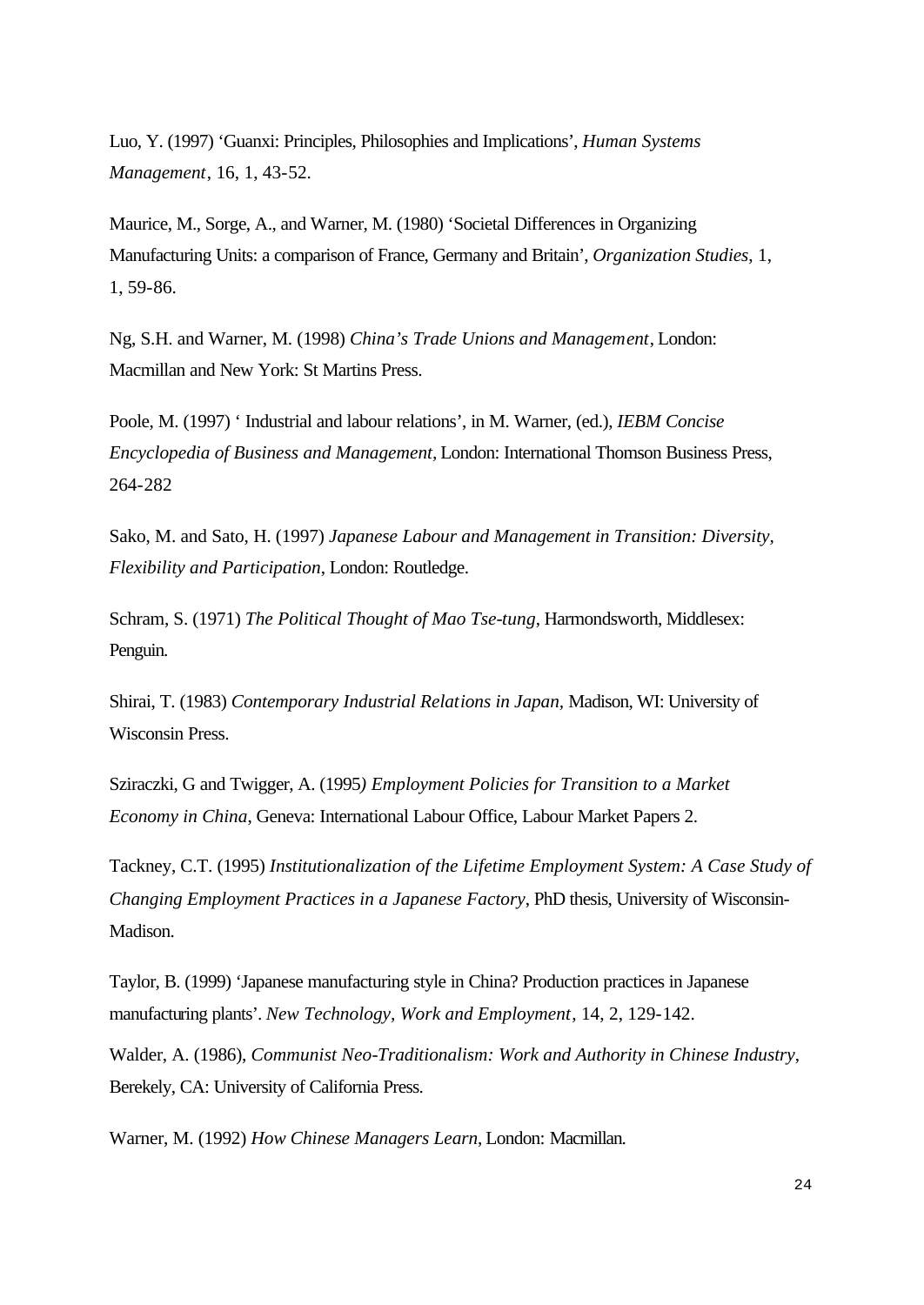Luo, Y. (1997) 'Guanxi: Principles, Philosophies and Implications', *Human Systems Management*, 16, 1, 43-52.

Maurice, M., Sorge, A., and Warner, M. (1980) 'Societal Differences in Organizing Manufacturing Units: a comparison of France, Germany and Britain', *Organization Studies*, 1, 1, 59-86.

Ng, S.H. and Warner, M. (1998) *China's Trade Unions and Management*, London: Macmillan and New York: St Martins Press.

Poole, M. (1997) ' Industrial and labour relations', in M. Warner, (ed.), *IEBM Concise Encyclopedia of Business and Management*, London: International Thomson Business Press, 264-282

Sako, M. and Sato, H. (1997) *Japanese Labour and Management in Transition: Diversity, Flexibility and Participation*, London: Routledge.

Schram, S. (1971) *The Political Thought of Mao Tse-tung*, Harmondsworth, Middlesex: Penguin.

Shirai, T. (1983) *Contemporary Industrial Relations in Japan*, Madison, WI: University of Wisconsin Press.

Sziraczki, G and Twigger, A. (1995*) Employment Policies for Transition to a Market Economy in China*, Geneva: International Labour Office, Labour Market Papers 2.

Tackney, C.T. (1995) *Institutionalization of the Lifetime Employment System: A Case Study of Changing Employment Practices in a Japanese Factory*, PhD thesis, University of Wisconsin-Madison.

Taylor, B. (1999) 'Japanese manufacturing style in China? Production practices in Japanese manufacturing plants'. *New Technology, Work and Employment*, 14, 2, 129-142.

Walder, A. (1986), *Communist Neo-Traditionalism: Work and Authority in Chinese Industry*, Berekely, CA: University of California Press.

Warner, M. (1992) *How Chinese Managers Learn*, London: Macmillan.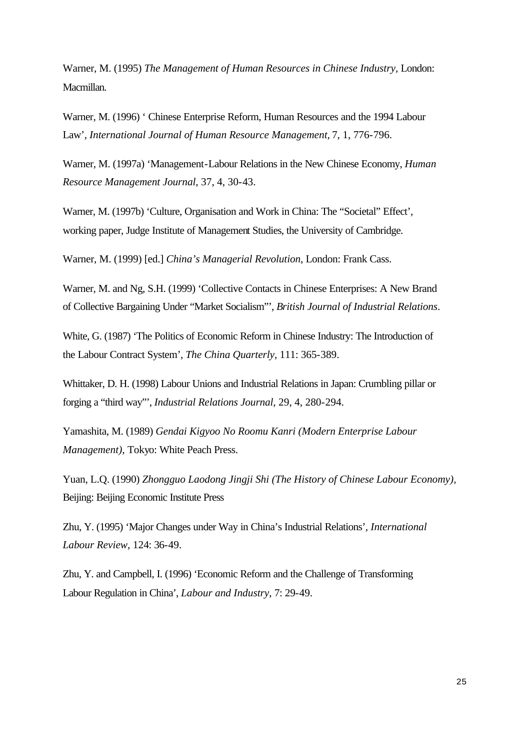Warner, M. (1995) *The Management of Human Resources in Chinese Industry*, London: Macmillan.

Warner, M. (1996) ' Chinese Enterprise Reform, Human Resources and the 1994 Labour Law', *International Journal of Human Resource Management*, 7, 1, 776-796.

Warner, M. (1997a) 'Management-Labour Relations in the New Chinese Economy, *Human Resource Management Journal*, 37, 4, 30-43.

Warner, M. (1997b) 'Culture, Organisation and Work in China: The "Societal" Effect', working paper, Judge Institute of Management Studies, the University of Cambridge.

Warner, M. (1999) [ed.] *China's Managerial Revolution*, London: Frank Cass.

Warner, M. and Ng, S.H. (1999) 'Collective Contacts in Chinese Enterprises: A New Brand of Collective Bargaining Under "Market Socialism"', *British Journal of Industrial Relations*.

White, G. (1987) 'The Politics of Economic Reform in Chinese Industry: The Introduction of the Labour Contract System', *The China Quarterly*, 111: 365-389.

Whittaker, D. H. (1998) Labour Unions and Industrial Relations in Japan: Crumbling pillar or forging a "third way"', *Industrial Relations Journal*, 29, 4, 280-294.

Yamashita, M. (1989) *Gendai Kigyoo No Roomu Kanri (Modern Enterprise Labour Management)*, Tokyo: White Peach Press.

Yuan, L.Q. (1990) *Zhongguo Laodong Jingji Shi (The History of Chinese Labour Economy)*, Beijing: Beijing Economic Institute Press

Zhu, Y. (1995) 'Major Changes under Way in China's Industrial Relations', *International Labour Review*, 124: 36-49.

Zhu, Y. and Campbell, I. (1996) 'Economic Reform and the Challenge of Transforming Labour Regulation in China', *Labour and Industry*, 7: 29-49.